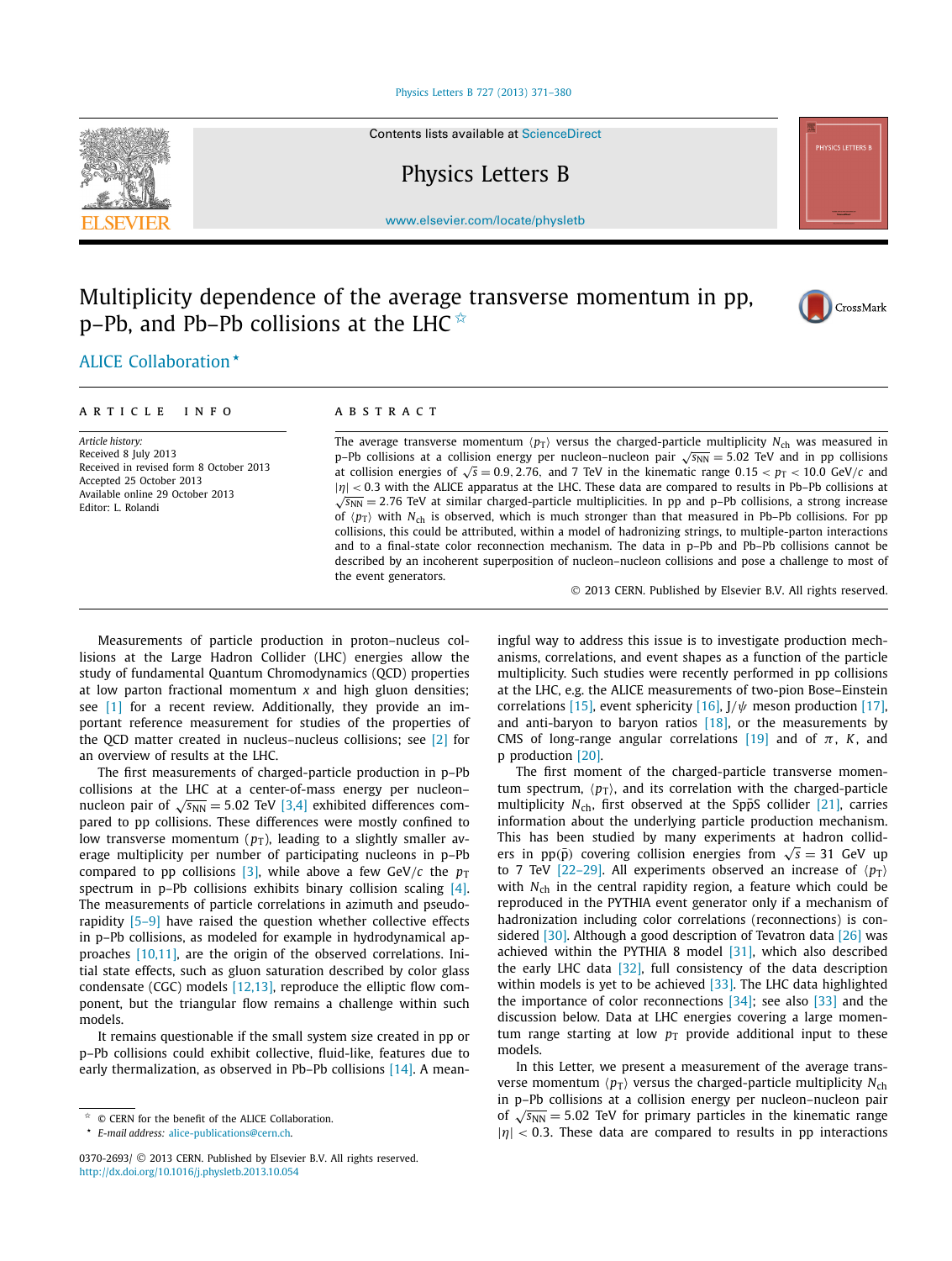### [Physics Letters B 727 \(2013\) 371–380](http://dx.doi.org/10.1016/j.physletb.2013.10.054)

Contents lists available at [ScienceDirect](http://www.ScienceDirect.com/)

Physics Letters B

[www.elsevier.com/locate/physletb](http://www.elsevier.com/locate/physletb)

# Multiplicity dependence of the average transverse momentum in pp, p–Pb, and Pb–Pb collisions at the LHC  $\overline{\mathbf{x}}$



## [.ALICE Collaboration](#page-5-0) *-*

#### article info abstract

*Article history:* Received 8 July 2013 Received in revised form 8 October 2013 Accepted 25 October 2013 Available online 29 October 2013 Editor: L. Rolandi

The average transverse momentum  $\langle p_T \rangle$  versus the charged-particle multiplicity  $N_{\rm ch}$  was measured in p–Pb collisions at a collision energy per nucleon–nucleon pair  $\sqrt{s_{NN}}$  = 5.02 TeV and in pp collisions at collision energies of  $\sqrt{s} = 0.9, 2.76,$  and 7 TeV in the kinematic range  $0.15 < p_T < 10.0$  GeV/*c* and |*η*| *<* <sup>0</sup>*.*3 with the ALICE apparatus at the LHC. These data are compared to results in Pb–Pb collisions at <sup>√</sup>*s*NN <sup>=</sup> <sup>2</sup>*.*76 TeV at similar charged-particle multiplicities. In pp and p–Pb collisions, a strong increase of  $\langle p_T \rangle$  with  $N_{\rm ch}$  is observed, which is much stronger than that measured in Pb–Pb collisions. For pp collisions, this could be attributed, within a model of hadronizing strings, to multiple-parton interactions and to a final-state color reconnection mechanism. The data in p–Pb and Pb–Pb collisions cannot be described by an incoherent superposition of nucleon–nucleon collisions and pose a challenge to most of the event generators.

© 2013 CERN. Published by Elsevier B.V. All rights reserved.

Measurements of particle production in proton–nucleus collisions at the Large Hadron Collider (LHC) energies allow the study of fundamental Quantum Chromodynamics (QCD) properties at low parton fractional momentum *x* and high gluon densities; see [\[1\]](#page-4-0) for a recent review. Additionally, they provide an important reference measurement for studies of the properties of the QCD matter created in nucleus–nucleus collisions; see [\[2\]](#page-4-0) for an overview of results at the LHC.

The first measurements of charged-particle production in p–Pb collisions at the LHC at a center-of-mass energy per nucleon– nucleon pair of  $\sqrt{s_{NN}}$  = 5.02 TeV [\[3,4\]](#page-4-0) exhibited differences compared to pp collisions. These differences were mostly confined to low transverse momentum  $(p_T)$ , leading to a slightly smaller average multiplicity per number of participating nucleons in p–Pb compared to pp collisions [\[3\],](#page-4-0) while above a few GeV/*c* the  $p<sub>T</sub>$ spectrum in p–Pb collisions exhibits binary collision scaling [\[4\].](#page-4-0) The measurements of particle correlations in azimuth and pseudorapidity [\[5–9\]](#page-4-0) have raised the question whether collective effects in p–Pb collisions, as modeled for example in hydrodynamical approaches [\[10,11\],](#page-4-0) are the origin of the observed correlations. Initial state effects, such as gluon saturation described by color glass condensate (CGC) models  $[12,13]$ , reproduce the elliptic flow component, but the triangular flow remains a challenge within such models.

It remains questionable if the small system size created in pp or p–Pb collisions could exhibit collective, fluid-like, features due to early thermalization, as observed in Pb–Pb collisions [\[14\].](#page-4-0) A mean-

*-E-mail address:* [alice-publications@cern.ch](mailto:alice-publications@cern.ch). ingful way to address this issue is to investigate production mechanisms, correlations, and event shapes as a function of the particle multiplicity. Such studies were recently performed in pp collisions at the LHC, e.g. the ALICE measurements of two-pion Bose–Einstein correlations [\[15\],](#page-4-0) event sphericity [\[16\],](#page-4-0)  $J/\psi$  meson production [\[17\],](#page-4-0) and anti-baryon to baryon ratios  $[18]$ , or the measurements by CMS of long-range angular correlations [\[19\]](#page-4-0) and of *π*, *K*, and p production [\[20\].](#page-4-0)

The first moment of the charged-particle transverse momentum spectrum,  $\langle p_{\text{T}} \rangle$ , and its correlation with the charged-particle multiplicity  $N_{\text{ch}}$ , first observed at the SppS collider [\[21\],](#page-4-0) carries information about the underlying particle production mechanism. This has been studied by many experiments at hadron colliders in pp( $\bar{p}$ ) covering collision energies from  $\sqrt{s} = 31$  GeV up to 7 TeV [\[22–29\].](#page-4-0) All experiments observed an increase of  $\langle p_T \rangle$ with *N*<sub>ch</sub> in the central rapidity region, a feature which could be reproduced in the PYTHIA event generator only if a mechanism of hadronization including color correlations (reconnections) is con-sidered [\[30\].](#page-4-0) Although a good description of Tevatron data [\[26\]](#page-4-0) was achieved within the PYTHIA 8 model  $[31]$ , which also described the early LHC data [\[32\],](#page-4-0) full consistency of the data description within models is yet to be achieved  $[33]$ . The LHC data highlighted the importance of color reconnections [\[34\];](#page-4-0) see also [\[33\]](#page-4-0) and the discussion below. Data at LHC energies covering a large momentum range starting at low  $p<sub>T</sub>$  provide additional input to these models.

In this Letter, we present a measurement of the average transverse momentum  $\langle p_{\rm T} \rangle$  versus the charged-particle multiplicity  $N_{\rm ch}$ in p–Pb collisions at a collision energy per nucleon–nucleon pair of  $\sqrt{s_{NN}}$  = 5.02 TeV for primary particles in the kinematic range |*η*| *<* <sup>0</sup>*.*3. These data are compared to results in pp interactions



<sup>✩</sup> © CERN for the benefit of the ALICE Collaboration.

<sup>0370-2693/</sup> © 2013 CERN. Published by Elsevier B.V. All rights reserved. <http://dx.doi.org/10.1016/j.physletb.2013.10.054>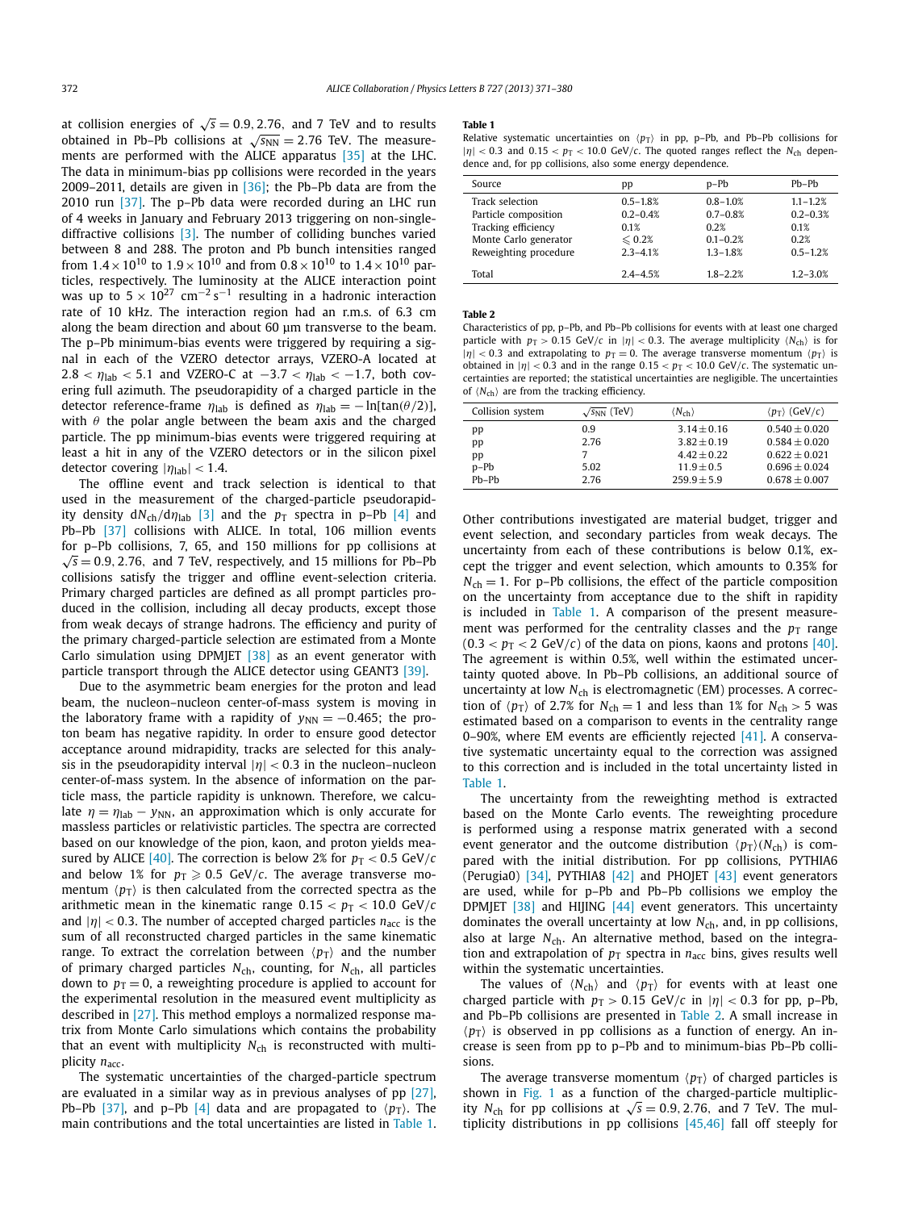at collision energies of  $\sqrt{s} = 0.9, 2.76$ , and 7 TeV and to results obtained in Pb–Pb collisions at  $\sqrt{s_{NN}} = 2.76$  TeV. The measurements are performed with the ALICE apparatus [\[35\]](#page-4-0) at the LHC. The data in minimum-bias pp collisions were recorded in the years 2009–2011, details are given in  $[36]$ ; the Pb–Pb data are from the 2010 run [\[37\].](#page-4-0) The p–Pb data were recorded during an LHC run of 4 weeks in January and February 2013 triggering on non-singlediffractive collisions [\[3\].](#page-4-0) The number of colliding bunches varied between 8 and 288. The proton and Pb bunch intensities ranged from  $1.4 \times 10^{10}$  to  $1.9 \times 10^{10}$  and from  $0.8 \times 10^{10}$  to  $1.4 \times 10^{10}$  particles, respectively. The luminosity at the ALICE interaction point was up to  $5 \times 10^{27}$  cm<sup>-2</sup> s<sup>-1</sup> resulting in a hadronic interaction rate of 10 kHz. The interaction region had an r.m.s. of 6.3 cm along the beam direction and about 60 μm transverse to the beam. The p–Pb minimum-bias events were triggered by requiring a signal in each of the VZERO detector arrays, VZERO-A located at  $2.8 < \eta_{\text{lab}} < 5.1$  and VZERO-C at  $-3.7 < \eta_{\text{lab}} < -1.7$ , both covering full azimuth. The pseudorapidity of a charged particle in the detector reference-frame  $\eta_{\text{lab}}$  is defined as  $\eta_{\text{lab}} = -\ln[\tan(\theta/2)]$ , with *θ* the polar angle between the beam axis and the charged particle. The pp minimum-bias events were triggered requiring at least a hit in any of the VZERO detectors or in the silicon pixel detector covering  $|\eta_{lab}| < 1.4$ .

The offline event and track selection is identical to that used in the measurement of the charged-particle pseudorapidity density  $dN_{ch}/d\eta_{lab}$  [\[3\]](#page-4-0) and the  $p_T$  spectra in p-Pb [\[4\]](#page-4-0) and Pb-Pb [\[37\]](#page-4-0) collisions with ALICE. In total, 106 million events for p–Pb collisions, 7, 65, and 150 millions for pp collisions at  $\sqrt{s}$  = 0.9, 2.76, and 7 TeV, respectively, and 15 millions for Pb–Pb collisions satisfy the trigger and offline event-selection criteria. Primary charged particles are defined as all prompt particles produced in the collision, including all decay products, except those from weak decays of strange hadrons. The efficiency and purity of the primary charged-particle selection are estimated from a Monte Carlo simulation using DPMJET [\[38\]](#page-4-0) as an event generator with particle transport through the ALICE detector using GEANT3 [\[39\].](#page-4-0)

Due to the asymmetric beam energies for the proton and lead beam, the nucleon–nucleon center-of-mass system is moving in the laboratory frame with a rapidity of  $y_{NN} = -0.465$ ; the proton beam has negative rapidity. In order to ensure good detector acceptance around midrapidity, tracks are selected for this analysis in the pseudorapidity interval  $|\eta|$  < 0.3 in the nucleon–nucleon center-of-mass system. In the absence of information on the particle mass, the particle rapidity is unknown. Therefore, we calculate  $\eta = \eta_{\text{lab}} - y_{\text{NN}}$ , an approximation which is only accurate for massless particles or relativistic particles. The spectra are corrected based on our knowledge of the pion, kaon, and proton yields mea-sured by ALICE [\[40\].](#page-4-0) The correction is below 2% for  $p_T < 0.5$  GeV/ $c$ and below 1% for  $p_{\text{T}} \geqslant 0.5$  GeV/ $c$ . The average transverse momentum  $\langle p_{\rm T} \rangle$  is then calculated from the corrected spectra as the arithmetic mean in the kinematic range  $0.15 < p_T < 10.0$  GeV/*c* and  $|\eta|$  < 0.3. The number of accepted charged particles  $n_{\text{acc}}$  is the sum of all reconstructed charged particles in the same kinematic range. To extract the correlation between  $\langle p_{\text{T}} \rangle$  and the number of primary charged particles  $N_{\text{ch}}$ , counting, for  $N_{\text{ch}}$ , all particles down to  $p_T = 0$ , a reweighting procedure is applied to account for the experimental resolution in the measured event multiplicity as described in [\[27\].](#page-4-0) This method employs a normalized response matrix from Monte Carlo simulations which contains the probability that an event with multiplicity  $N_{ch}$  is reconstructed with multiplicity  $n_{\text{acc}}$ .

The systematic uncertainties of the charged-particle spectrum are evaluated in a similar way as in previous analyses of pp [\[27\],](#page-4-0) Pb–Pb [\[37\],](#page-4-0) and p–Pb [\[4\]](#page-4-0) data and are propagated to  $\langle p_{\text{T}} \rangle$ . The main contributions and the total uncertainties are listed in Table 1.

#### **Table 1**

Relative systematic uncertainties on  $\langle p_T \rangle$  in pp, p–Pb, and Pb–Pb collisions for  $|\eta|$  < 0.3 and 0.15 <  $p_T$  < 10.0 GeV/*c*. The quoted ranges reflect the  $N_{ch}$  dependence and, for pp collisions, also some energy dependence.

| Source                | pp               | $p-Pb$       | $Ph-Pb$      |
|-----------------------|------------------|--------------|--------------|
| Track selection       | $0.5 - 1.8%$     | $0.8 - 1.0%$ | $1.1 - 1.2%$ |
| Particle composition  | $0.2 - 0.4%$     | $0.7 - 0.8%$ | $0.2 - 0.3%$ |
| Tracking efficiency   | 0.1%             | 0.2%         | 0.1%         |
| Monte Carlo generator | $\leqslant$ 0.2% | $0.1 - 0.2%$ | 0.2%         |
| Reweighting procedure | $2.3 - 4.1%$     | $1.3 - 1.8%$ | $0.5 - 1.2%$ |
| Total                 | $2.4 - 4.5%$     | $1.8 - 2.2%$ | $1.2 - 3.0%$ |

**Table 2**

Characteristics of pp, p–Pb, and Pb–Pb collisions for events with at least one charged particle with  $p_T > 0.15$  GeV/*c* in  $|\eta| < 0.3$ . The average multiplicity  $\langle N_{\text{ch}} \rangle$  is for  $|\eta|$  < 0.3 and extrapolating to  $p_T = 0$ . The average transverse momentum  $\langle p_T \rangle$  is obtained in  $|\eta|$  < 0.3 and in the range 0.15 <  $p_T$  < 10.0 GeV/*c*. The systematic uncertainties are reported; the statistical uncertainties are negligible. The uncertainties of  $\langle N_{\text{ch}} \rangle$  are from the tracking efficiency.

| Collision system | $\sqrt{s_{NN}}$ (TeV) | $\langle N_{\rm ch} \rangle$ | $\langle p_T \rangle$ (GeV/c) |
|------------------|-----------------------|------------------------------|-------------------------------|
| pр               | 0.9                   | $3.14 + 0.16$                | $0.540 + 0.020$               |
| pp               | 2.76                  | $3.82 + 0.19$                | $0.584 + 0.020$               |
| pp               |                       | $4.42 + 0.22$                | $0.622 + 0.021$               |
| $p-Pb$           | 5.02                  | $11.9 + 0.5$                 | $0.696 + 0.024$               |
| $Ph-Ph$          | 2.76                  | $259.9 + 5.9$                | $0.678 + 0.007$               |

Other contributions investigated are material budget, trigger and event selection, and secondary particles from weak decays. The uncertainty from each of these contributions is below 0.1%, except the trigger and event selection, which amounts to 0.35% for  $N_{\text{ch}} = 1$ . For p–Pb collisions, the effect of the particle composition on the uncertainty from acceptance due to the shift in rapidity is included in Table 1. A comparison of the present measurement was performed for the centrality classes and the  $p<sub>T</sub>$  range  $(0.3 < p_T < 2 \text{ GeV}/c)$  of the data on pions, kaons and protons [\[40\].](#page-4-0) The agreement is within 0.5%, well within the estimated uncertainty quoted above. In Pb–Pb collisions, an additional source of uncertainty at low N<sub>ch</sub> is electromagnetic (EM) processes. A correction of  $\langle p_{\text{T}} \rangle$  of 2.7% for  $N_{\text{ch}} = 1$  and less than 1% for  $N_{\text{ch}} > 5$  was estimated based on a comparison to events in the centrality range 0-90%, where EM events are efficiently rejected  $[41]$ . A conservative systematic uncertainty equal to the correction was assigned to this correction and is included in the total uncertainty listed in Table 1.

The uncertainty from the reweighting method is extracted based on the Monte Carlo events. The reweighting procedure is performed using a response matrix generated with a second event generator and the outcome distribution  $\langle p_T \rangle$ ( $N_{\text{ch}}$ ) is compared with the initial distribution. For pp collisions, PYTHIA6 (Perugia0) [\[34\],](#page-4-0) PYTHIA8 [\[42\]](#page-4-0) and PHOJET [\[43\]](#page-4-0) event generators are used, while for p–Pb and Pb–Pb collisions we employ the DPMJET  $[38]$  and HIJING  $[44]$  event generators. This uncertainty dominates the overall uncertainty at low *N*<sub>ch</sub>, and, in pp collisions, also at large N<sub>ch</sub>. An alternative method, based on the integration and extrapolation of  $p_T$  spectra in  $n_{\text{acc}}$  bins, gives results well within the systematic uncertainties.

The values of  $\langle N_{ch} \rangle$  and  $\langle p_{\rm T} \rangle$  for events with at least one charged particle with  $p_T > 0.15$  GeV/*c* in  $|\eta| < 0.3$  for pp, p-Pb, and Pb–Pb collisions are presented in Table 2. A small increase in  $\langle p_T \rangle$  is observed in pp collisions as a function of energy. An increase is seen from pp to p–Pb and to minimum-bias Pb–Pb collisions.

The average transverse momentum  $\langle p_T \rangle$  of charged particles is shown in [Fig. 1](#page-2-0) as a function of the charged-particle multiplicity *N*<sub>ch</sub> for pp collisions at  $\sqrt{s} = 0.9, 2.76,$  and 7 TeV. The multiplicity distributions in pp collisions [\[45,46\]](#page-4-0) fall off steeply for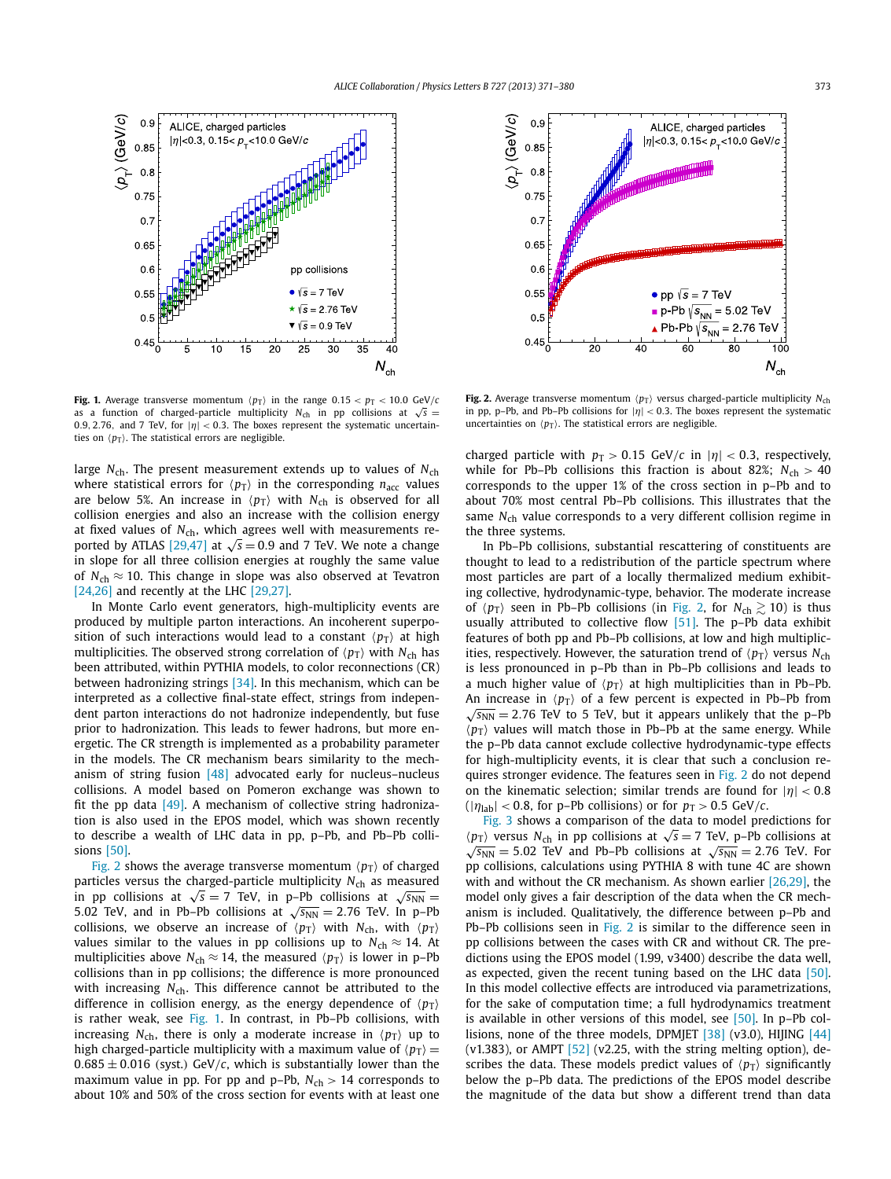<span id="page-2-0"></span>

**Fig. 1.** Average transverse momentum  $\langle p_T \rangle$  in the range  $0.15 < p_T < 10.0$  GeV/*c* as a function of charged-particle multiplicity  $N_{ch}$  in pp collisions at  $\sqrt{s}$  = <sup>0</sup>*.*9*,* <sup>2</sup>*.*76*,* and 7 TeV, for |*η*| *<* <sup>0</sup>*.*3. The boxes represent the systematic uncertainties on  $\langle p_{\rm T} \rangle$ . The statistical errors are negligible.

large *N*ch. The present measurement extends up to values of *N*ch where statistical errors for  $\langle p_{\text{T}} \rangle$  in the corresponding  $n_{\text{acc}}$  values are below 5%. An increase in  $\langle p_{\text{T}} \rangle$  with  $N_{\text{ch}}$  is observed for all collision energies and also an increase with the collision energy at fixed values of *N*ch, which agrees well with measurements re-ported by ATLAS [\[29,47\]](#page-4-0) at  $\sqrt{s} = 0.9$  and 7 TeV. We note a change in slope for all three collision energies at roughly the same value of  $N_{ch} \approx 10$ . This change in slope was also observed at Tevatron [\[24,26\]](#page-4-0) and recently at the LHC [\[29,27\].](#page-4-0)

In Monte Carlo event generators, high-multiplicity events are produced by multiple parton interactions. An incoherent superposition of such interactions would lead to a constant  $\langle p_{\rm T} \rangle$  at high multiplicities. The observed strong correlation of  $\langle p_{\rm T} \rangle$  with  $N_{\rm ch}$  has been attributed, within PYTHIA models, to color reconnections (CR) between hadronizing strings [\[34\].](#page-4-0) In this mechanism, which can be interpreted as a collective final-state effect, strings from independent parton interactions do not hadronize independently, but fuse prior to hadronization. This leads to fewer hadrons, but more energetic. The CR strength is implemented as a probability parameter in the models. The CR mechanism bears similarity to the mechanism of string fusion [\[48\]](#page-4-0) advocated early for nucleus–nucleus collisions. A model based on Pomeron exchange was shown to fit the pp data [\[49\].](#page-4-0) A mechanism of collective string hadronization is also used in the EPOS model, which was shown recently to describe a wealth of LHC data in pp, p–Pb, and Pb–Pb collisions [\[50\].](#page-5-0)

Fig. 2 shows the average transverse momentum  $\langle p_{\rm T} \rangle$  of charged particles versus the charged-particle multiplicity  $N_{ch}$  as measured in pp collisions at  $\sqrt{s} = 7$  TeV, in p–Pb collisions at  $\sqrt{s_{NN}} =$ 5.02 TeV, and in Pb–Pb collisions at  $\sqrt{s_{NN}} = 2.76$  TeV. In p–Pb collisions, we observe an increase of  $\langle p_{\rm T} \rangle$  with  $N_{\rm ch}$ , with  $\langle p_{\rm T} \rangle$ values similar to the values in pp collisions up to  $N_{ch} \approx 14$ . At multiplicities above  $N_{\text{ch}} \approx 14$ , the measured  $\langle p_{\text{T}} \rangle$  is lower in p–Pb collisions than in pp collisions; the difference is more pronounced with increasing *N<sub>ch</sub>*. This difference cannot be attributed to the difference in collision energy, as the energy dependence of  $\langle p_{\rm T} \rangle$ is rather weak, see Fig. 1. In contrast, in Pb–Pb collisions, with increasing  $N_{\rm ch}$ , there is only a moderate increase in  $\langle p_{\rm T} \rangle$  up to high charged-particle multiplicity with a maximum value of  $\langle p_{\rm T} \rangle$   $=$  $0.685 \pm 0.016$  (syst.) GeV/c, which is substantially lower than the maximum value in pp. For pp and p–Pb,  $N_{ch} > 14$  corresponds to about 10% and 50% of the cross section for events with at least one



**Fig. 2.** Average transverse momentum  $\langle p_{\text{T}} \rangle$  versus charged-particle multiplicity  $N_{\text{ch}}$ in pp, p–Pb, and Pb–Pb collisions for  $|\eta|$  < 0.3. The boxes represent the systematic uncertainties on  $\langle p_T \rangle$ . The statistical errors are negligible.

charged particle with  $p_T > 0.15$  GeV/*c* in  $|\eta| < 0.3$ , respectively, while for Pb-Pb collisions this fraction is about 82%;  $N_{\text{ch}} > 40$ corresponds to the upper 1% of the cross section in p–Pb and to about 70% most central Pb–Pb collisions. This illustrates that the same *N*<sub>ch</sub> value corresponds to a very different collision regime in the three systems.

In Pb–Pb collisions, substantial rescattering of constituents are thought to lead to a redistribution of the particle spectrum where most particles are part of a locally thermalized medium exhibiting collective, hydrodynamic-type, behavior. The moderate increase of  $\langle p_{\text{T}} \rangle$  seen in Pb–Pb collisions (in Fig. 2, for  $N_{\text{ch}} \gtrsim 10$ ) is thus usually attributed to collective flow  $[51]$ . The p-Pb data exhibit features of both pp and Pb–Pb collisions, at low and high multiplicities, respectively. However, the saturation trend of  $\langle p_{\rm T} \rangle$  versus  $N_{\rm ch}$ is less pronounced in p–Pb than in Pb–Pb collisions and leads to a much higher value of  $\langle p_{\text{T}} \rangle$  at high multiplicities than in Pb–Pb. An increase in  $\langle p_{\text{T}} \rangle$  of a few percent is expected in Pb–Pb from  $\sqrt{s_{NN}}$  = 2.76 TeV to 5 TeV, but it appears unlikely that the p–Pb  $\langle p_{\rm T} \rangle$  values will match those in Pb–Pb at the same energy. While the p–Pb data cannot exclude collective hydrodynamic-type effects for high-multiplicity events, it is clear that such a conclusion requires stronger evidence. The features seen in Fig. 2 do not depend on the kinematic selection; similar trends are found for |*η*| *<* <sup>0</sup>*.*<sup>8</sup>  $(|\eta_{lab}| < 0.8$ , for p-Pb collisions) or for  $p_T > 0.5$  GeV/*c*.

[Fig. 3](#page-3-0) shows a comparison of the data to model predictions for  $\langle p_T \rangle$  versus  $N_{\text{ch}}$  in pp collisions at  $\sqrt{s} = 7$  TeV, p–Pb collisions at  $√s_{NN}$  = 5.02 TeV and Pb–Pb collisions at  $√s_{NN}$  = 2.76 TeV. For pp collisions, calculations using PYTHIA 8 with tune 4C are shown with and without the CR mechanism. As shown earlier [\[26,29\],](#page-4-0) the model only gives a fair description of the data when the CR mechanism is included. Qualitatively, the difference between p–Pb and Pb–Pb collisions seen in Fig. 2 is similar to the difference seen in pp collisions between the cases with CR and without CR. The predictions using the EPOS model (1.99, v3400) describe the data well, as expected, given the recent tuning based on the LHC data [\[50\].](#page-5-0) In this model collective effects are introduced via parametrizations, for the sake of computation time; a full hydrodynamics treatment is available in other versions of this model, see  $[50]$ . In p-Pb collisions, none of the three models, DPMJET [\[38\]](#page-4-0) (v3.0), HIJING [\[44\]](#page-4-0) (v1.383), or AMPT  $[52]$  (v2.25, with the string melting option), describes the data. These models predict values of  $\langle p_{\rm T} \rangle$  significantly below the p–Pb data. The predictions of the EPOS model describe the magnitude of the data but show a different trend than data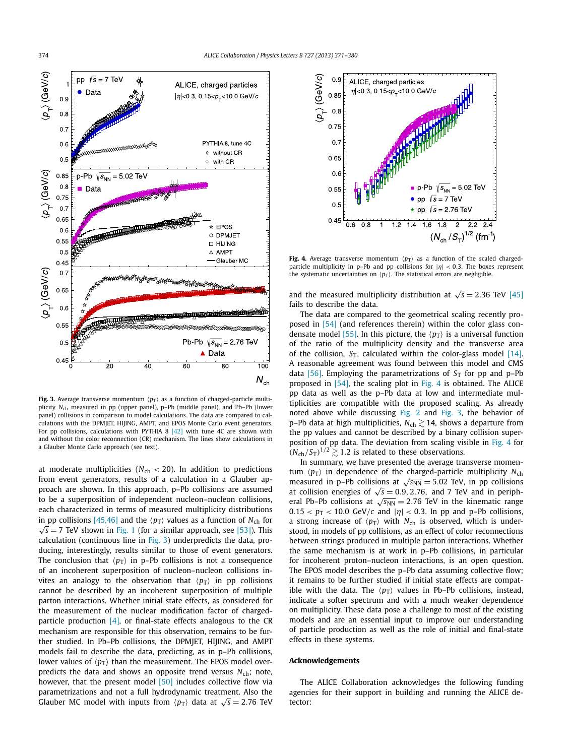<span id="page-3-0"></span>

**Fig. 3.** Average transverse momentum  $\langle p_{\text{T}} \rangle$  as a function of charged-particle multiplicity *N*ch measured in pp (upper panel), p–Pb (middle panel), and Pb–Pb (lower panel) collisions in comparison to model calculations. The data are compared to calculations with the DPMJET, HIJING, AMPT, and EPOS Monte Carlo event generators. For pp collisions, calculations with PYTHIA 8  $[42]$  with tune 4C are shown with and without the color reconnection (CR) mechanism. The lines show calculations in a Glauber Monte Carlo approach (see text).

at moderate multiplicities ( $N_{ch}$  < 20). In addition to predictions from event generators, results of a calculation in a Glauber approach are shown. In this approach, p–Pb collisions are assumed to be a superposition of independent nucleon–nucleon collisions, each characterized in terms of measured multiplicity distributions in pp collisions [\[45,46\]](#page-4-0) and the  $\langle p_{\rm T} \rangle$  values as a function of  $N_{\rm ch}$  for  $\sqrt{s}$  = 7 TeV shown in [Fig. 1](#page-2-0) (for a similar approach, see [\[53\]\)](#page-5-0). This calculation (continuous line in Fig. 3) underpredicts the data, producing, interestingly, results similar to those of event generators. The conclusion that  $\langle p_{\rm T} \rangle$  in p–Pb collisions is not a consequence of an incoherent superposition of nucleon–nucleon collisions invites an analogy to the observation that  $\langle p_{\rm T} \rangle$  in pp collisions cannot be described by an incoherent superposition of multiple parton interactions. Whether initial state effects, as considered for the measurement of the nuclear modification factor of chargedparticle production [\[4\],](#page-4-0) or final-state effects analogous to the CR mechanism are responsible for this observation, remains to be further studied. In Pb–Pb collisions, the DPMJET, HIJING, and AMPT models fail to describe the data, predicting, as in p–Pb collisions, lower values of  $\langle p_{\rm T} \rangle$  than the measurement. The EPOS model overpredicts the data and shows an opposite trend versus  $N_{\text{ch}}$ ; note, however, that the present model [\[50\]](#page-5-0) includes collective flow via parametrizations and not a full hydrodynamic treatment. Also the  $G$ lauber MC model with inputs from  $\langle p_T \rangle$  data at  $\sqrt{s} = 2.76$  TeV



**Fig. 4.** Average transverse momentum  $\langle p_T \rangle$  as a function of the scaled chargedparticle multiplicity in p–Pb and pp collisions for |*η*| *<* <sup>0</sup>*.*3. The boxes represent the systematic uncertainties on  $\langle p_T \rangle$ . The statistical errors are negligible.

and the measured multiplicity distribution at  $\sqrt{s} = 2.36$  TeV [\[45\]](#page-4-0) fails to describe the data.

The data are compared to the geometrical scaling recently proposed in [\[54\]](#page-5-0) (and references therein) within the color glass con-densate model [\[55\].](#page-5-0) In this picture, the  $\langle p_T \rangle$  is a universal function of the ratio of the multiplicity density and the transverse area of the collision,  $S_T$ , calculated within the color-glass model [\[14\].](#page-4-0) A reasonable agreement was found between this model and CMS data  $[56]$ . Employing the parametrizations of  $S_T$  for pp and p-Pb proposed in [\[54\],](#page-5-0) the scaling plot in Fig. 4 is obtained. The ALICE pp data as well as the p–Pb data at low and intermediate multiplicities are compatible with the proposed scaling. As already noted above while discussing [Fig. 2](#page-2-0) and Fig. 3, the behavior of p–Pb data at high multiplicities,  $N_{ch} \gtrsim 14$ , shows a departure from the pp values and cannot be described by a binary collision superposition of pp data. The deviation from scaling visible in Fig. 4 for  $(N_{ch}/S_T)^{1/2} \gtrsim 1.2$  is related to these observations.

In summary, we have presented the average transverse momentum  $\langle p_{\text{T}} \rangle$  in dependence of the charged-particle multiplicity  $N_{\text{ch}}$ measured in p–Pb collisions at  $\sqrt{s_{NN}}$  = 5.02 TeV, in pp collisions at collision energies of  $\sqrt{s} = 0.9, 2.76,$  and 7 TeV and in peripheral Pb–Pb collisions at  $\sqrt{s_{NN}}$  = 2.76 TeV in the kinematic range  $0.15 < p_T < 10.0$  GeV/*c* and  $|\eta| < 0.3$ . In pp and p-Pb collisions, a strong increase of  $\langle p_{\text{T}} \rangle$  with  $N_{\text{ch}}$  is observed, which is understood, in models of pp collisions, as an effect of color reconnections between strings produced in multiple parton interactions. Whether the same mechanism is at work in p–Pb collisions, in particular for incoherent proton–nucleon interactions, is an open question. The EPOS model describes the p–Pb data assuming collective flow; it remains to be further studied if initial state effects are compatible with the data. The  $\langle p_{\rm T} \rangle$  values in Pb–Pb collisions, instead, indicate a softer spectrum and with a much weaker dependence on multiplicity. These data pose a challenge to most of the existing models and are an essential input to improve our understanding of particle production as well as the role of initial and final-state effects in these systems.

#### **Acknowledgements**

The ALICE Collaboration acknowledges the following funding agencies for their support in building and running the ALICE detector: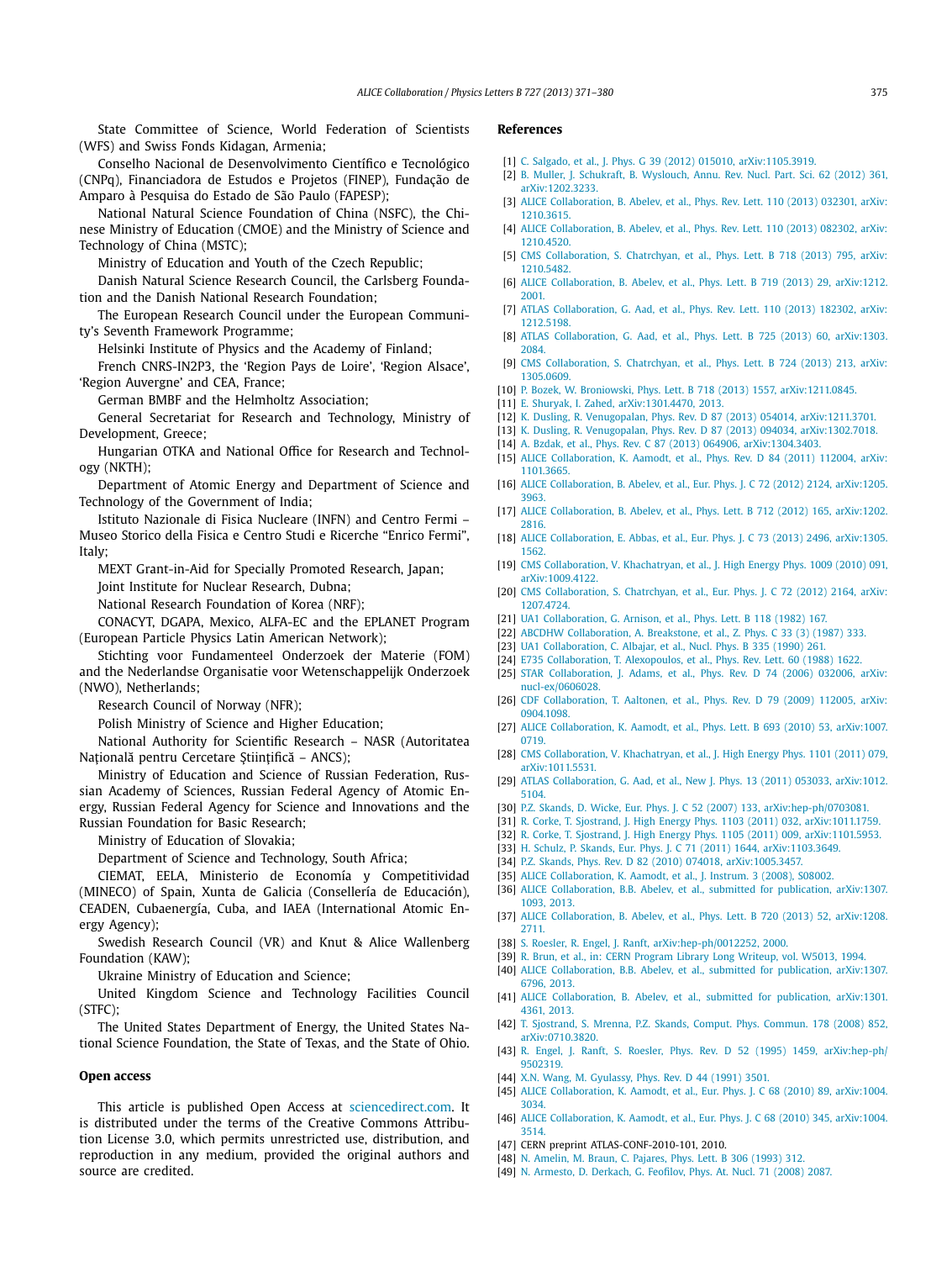<span id="page-4-0"></span>State Committee of Science, World Federation of Scientists (WFS) and Swiss Fonds Kidagan, Armenia;

Conselho Nacional de Desenvolvimento Científico e Tecnológico (CNPq), Financiadora de Estudos e Projetos (FINEP), Fundação de Amparo à Pesquisa do Estado de São Paulo (FAPESP);

National Natural Science Foundation of China (NSFC), the Chinese Ministry of Education (CMOE) and the Ministry of Science and Technology of China (MSTC);

Ministry of Education and Youth of the Czech Republic;

Danish Natural Science Research Council, the Carlsberg Foundation and the Danish National Research Foundation;

The European Research Council under the European Community's Seventh Framework Programme;

Helsinki Institute of Physics and the Academy of Finland;

French CNRS-IN2P3, the 'Region Pays de Loire', 'Region Alsace', 'Region Auvergne' and CEA, France;

German BMBF and the Helmholtz Association;

General Secretariat for Research and Technology, Ministry of Development, Greece;

Hungarian OTKA and National Office for Research and Technology (NKTH);

Department of Atomic Energy and Department of Science and Technology of the Government of India;

Istituto Nazionale di Fisica Nucleare (INFN) and Centro Fermi – Museo Storico della Fisica e Centro Studi e Ricerche "Enrico Fermi", Italy;

MEXT Grant-in-Aid for Specially Promoted Research, Japan;

Joint Institute for Nuclear Research, Dubna;

National Research Foundation of Korea (NRF);

CONACYT, DGAPA, Mexico, ALFA-EC and the EPLANET Program (European Particle Physics Latin American Network);

Stichting voor Fundamenteel Onderzoek der Materie (FOM) and the Nederlandse Organisatie voor Wetenschappelijk Onderzoek (NWO), Netherlands;

Research Council of Norway (NFR);

Polish Ministry of Science and Higher Education;

National Authority for Scientific Research – NASR (Autoritatea Națională pentru Cercetare Științifică – ANCS);

Ministry of Education and Science of Russian Federation, Russian Academy of Sciences, Russian Federal Agency of Atomic Energy, Russian Federal Agency for Science and Innovations and the Russian Foundation for Basic Research;

Ministry of Education of Slovakia;

Department of Science and Technology, South Africa;

CIEMAT, EELA, Ministerio de Economía y Competitividad (MINECO) of Spain, Xunta de Galicia (Consellería de Educación), CEADEN, Cubaenergía, Cuba, and IAEA (International Atomic Energy Agency);

Swedish Research Council (VR) and Knut & Alice Wallenberg Foundation (KAW);

Ukraine Ministry of Education and Science;

United Kingdom Science and Technology Facilities Council (STFC);

The United States Department of Energy, the United States National Science Foundation, the State of Texas, and the State of Ohio.

#### **Open access**

This article is published Open Access at [sciencedirect.com.](http://www.sciencedirect.com) It is distributed under the terms of the Creative Commons Attribution License 3.0, which permits unrestricted use, distribution, and reproduction in any medium, provided the original authors and source are credited.

#### **References**

- [1] [C. Salgado, et al., J. Phys. G 39 \(2012\) 015010, arXiv:1105.3919.](http://refhub.elsevier.com/S0370-2693(13)00861-7/bib53616C6761646F3A323031317763s1)
- [2] B. [Muller, J. Schukraft, B. Wyslouch, Annu. Rev. Nucl. Part. Sci. 62 \(2012\) 361,](http://refhub.elsevier.com/S0370-2693(13)00861-7/bib4D756C6C65723A323031327A71s1) [arXiv:1202.3233.](http://refhub.elsevier.com/S0370-2693(13)00861-7/bib4D756C6C65723A323031327A71s1)
- [3] ALICE [Collaboration, B. Abelev, et al., Phys. Rev. Lett. 110 \(2013\) 032301, arXiv:](http://refhub.elsevier.com/S0370-2693(13)00861-7/bib414C4943453A323031327873s1) [1210.3615.](http://refhub.elsevier.com/S0370-2693(13)00861-7/bib414C4943453A323031327873s1)
- [4] ALICE [Collaboration, B. Abelev, et al., Phys. Rev. Lett. 110 \(2013\) 082302, arXiv:](http://refhub.elsevier.com/S0370-2693(13)00861-7/bib414C4943453A323031326D6As1) [1210.4520.](http://refhub.elsevier.com/S0370-2693(13)00861-7/bib414C4943453A323031326D6As1)
- [5] CMS [Collaboration, S. Chatrchyan, et al., Phys. Lett. B 718 \(2013\) 795, arXiv:](http://refhub.elsevier.com/S0370-2693(13)00861-7/bib434D533A32303132716Bs1) [1210.5482.](http://refhub.elsevier.com/S0370-2693(13)00861-7/bib434D533A32303132716Bs1)
- [6] ALICE [Collaboration, B. Abelev, et al., Phys. Lett. B 719 \(2013\) 29, arXiv:1212.](http://refhub.elsevier.com/S0370-2693(13)00861-7/bib4162656C65763A323031326F6C61s1) [2001.](http://refhub.elsevier.com/S0370-2693(13)00861-7/bib4162656C65763A323031326F6C61s1)
- [7] [ATLAS Collaboration, G. Aad, et al., Phys. Rev. Lett. 110 \(2013\) 182302, arXiv:](http://refhub.elsevier.com/S0370-2693(13)00861-7/bib4161643A32303132676C61s1) [1212.5198.](http://refhub.elsevier.com/S0370-2693(13)00861-7/bib4161643A32303132676C61s1)
- [8] [ATLAS Collaboration, G. Aad, et al., Phys. Lett. B 725 \(2013\) 60, arXiv:1303.](http://refhub.elsevier.com/S0370-2693(13)00861-7/bib4161643A32303133666A61s1) [2084.](http://refhub.elsevier.com/S0370-2693(13)00861-7/bib4161643A32303133666A61s1)
- [9] CMS [Collaboration, S. Chatrchyan, et al., Phys. Lett. B 724 \(2013\) 213, arXiv:](http://refhub.elsevier.com/S0370-2693(13)00861-7/bib4368617472636879616E3A323031336E6B61s1) [1305.0609.](http://refhub.elsevier.com/S0370-2693(13)00861-7/bib4368617472636879616E3A323031336E6B61s1)
- [10] [P. Bozek, W. Broniowski, Phys. Lett. B 718 \(2013\) 1557, arXiv:1211.0845.](http://refhub.elsevier.com/S0370-2693(13)00861-7/bib426F7A656B3A323031326772s1)
- [11] E. [Shuryak, I. Zahed, arXiv:1301.4470, 2013.](http://refhub.elsevier.com/S0370-2693(13)00861-7/bib5368757279616B3A323031336B65s1)
- [12] K. [Dusling, R. Venugopalan, Phys. Rev. D 87 \(2013\) 054014, arXiv:1211.3701.](http://refhub.elsevier.com/S0370-2693(13)00861-7/bib4475736C696E673A323031327779s1)
- [13] K. [Dusling, R. Venugopalan, Phys. Rev. D 87 \(2013\) 094034, arXiv:1302.7018.](http://refhub.elsevier.com/S0370-2693(13)00861-7/bib4475736C696E673A323031336F6961s1)
- [14] [A. Bzdak, et al., Phys. Rev. C 87 \(2013\) 064906, arXiv:1304.3403.](http://refhub.elsevier.com/S0370-2693(13)00861-7/bib427A64616B3A323031337A6D61s1)
- [15] ALICE [Collaboration, K. Aamodt, et al., Phys. Rev. D 84 \(2011\) 112004, arXiv:](http://refhub.elsevier.com/S0370-2693(13)00861-7/bib41616D6F64743A323031316B64s1) [1101.3665.](http://refhub.elsevier.com/S0370-2693(13)00861-7/bib41616D6F64743A323031316B64s1)
- [16] ALICE [Collaboration, B. Abelev, et al., Eur. Phys. J. C 72 \(2012\) 2124, arXiv:1205.](http://refhub.elsevier.com/S0370-2693(13)00861-7/bib4162656C65763A32303132736Bs1) [3963.](http://refhub.elsevier.com/S0370-2693(13)00861-7/bib4162656C65763A32303132736Bs1)
- [17] ALICE [Collaboration, B. Abelev, et al., Phys. Lett. B 712 \(2012\) 165, arXiv:1202.](http://refhub.elsevier.com/S0370-2693(13)00861-7/bib4162656C65763A32303132727As1) [2816.](http://refhub.elsevier.com/S0370-2693(13)00861-7/bib4162656C65763A32303132727As1)
- [18] ALICE [Collaboration, E. Abbas, et al., Eur. Phys. J. C 73 \(2013\) 2496, arXiv:1305.](http://refhub.elsevier.com/S0370-2693(13)00861-7/bib41626261733A32303133727561s1) [1562.](http://refhub.elsevier.com/S0370-2693(13)00861-7/bib41626261733A32303133727561s1)
- [19] CMS [Collaboration, V. Khachatryan, et al., J. High Energy Phys. 1009 \(2010\) 091,](http://refhub.elsevier.com/S0370-2693(13)00861-7/bib4B6861636861747279616E3A323031306776s1) [arXiv:1009.4122.](http://refhub.elsevier.com/S0370-2693(13)00861-7/bib4B6861636861747279616E3A323031306776s1)
- [20] CMS [Collaboration, S. Chatrchyan, et al., Eur. Phys. J. C 72 \(2012\) 2164, arXiv:](http://refhub.elsevier.com/S0370-2693(13)00861-7/bib4368617472636879616E3A323031327162s1) [1207.4724.](http://refhub.elsevier.com/S0370-2693(13)00861-7/bib4368617472636879616E3A323031327162s1)
- [21] [UA1 Collaboration, G. Arnison, et al., Phys. Lett. B 118 \(1982\) 167.](http://refhub.elsevier.com/S0370-2693(13)00861-7/bib41726E69736F6E3A313938326564s1)
- [22] ABCDHW [Collaboration, A. Breakstone, et al., Z. Phys. C 33 \(3\) \(1987\) 333.](http://refhub.elsevier.com/S0370-2693(13)00861-7/bib414243444857s1)
	- [23] [UA1 Collaboration, C. Albajar, et al., Nucl. Phys. B 335 \(1990\) 261.](http://refhub.elsevier.com/S0370-2693(13)00861-7/bib416C62616A61723A31393839616Es1)
	- [24] E735 [Collaboration, T. Alexopoulos, et al., Phys. Rev. Lett. 60 \(1988\) 1622.](http://refhub.elsevier.com/S0370-2693(13)00861-7/bib506879735265764C6574742E36302E31363232s1)
	- [25] [STAR Collaboration, J. Adams, et al., Phys. Rev. D 74 \(2006\) 032006, arXiv:](http://refhub.elsevier.com/S0370-2693(13)00861-7/bib4164616D733A323030367862s1) [nucl-ex/0606028.](http://refhub.elsevier.com/S0370-2693(13)00861-7/bib4164616D733A323030367862s1)
	- [26] CDF [Collaboration, T. Aaltonen, et al., Phys. Rev. D 79 \(2009\) 112005, arXiv:](http://refhub.elsevier.com/S0370-2693(13)00861-7/bib41616C746F6E656E3A323030396E65s1) [0904.1098.](http://refhub.elsevier.com/S0370-2693(13)00861-7/bib41616C746F6E656E3A323030396E65s1)
	- [27] ALICE [Collaboration, K. Aamodt, et al., Phys. Lett. B 693 \(2010\) 53, arXiv:1007.](http://refhub.elsevier.com/S0370-2693(13)00861-7/bib41616D6F64743A323031306D79s1) [0719.](http://refhub.elsevier.com/S0370-2693(13)00861-7/bib41616D6F64743A323031306D79s1)
	- [28] CMS [Collaboration, V. Khachatryan, et al., J. High Energy Phys. 1101 \(2011\) 079,](http://refhub.elsevier.com/S0370-2693(13)00861-7/bib4B6861636861747279616E3A323031306E6Bs1) [arXiv:1011.5531.](http://refhub.elsevier.com/S0370-2693(13)00861-7/bib4B6861636861747279616E3A323031306E6Bs1)
	- [29] [ATLAS Collaboration, G. Aad, et al., New J. Phys. 13 \(2011\) 053033, arXiv:1012.](http://refhub.elsevier.com/S0370-2693(13)00861-7/bib4161643A323031306163s1) [5104.](http://refhub.elsevier.com/S0370-2693(13)00861-7/bib4161643A323031306163s1)
	- [30] [P.Z. Skands, D. Wicke, Eur. Phys. J. C 52 \(2007\) 133, arXiv:hep-ph/0703081.](http://refhub.elsevier.com/S0370-2693(13)00861-7/bib536B616E64733A323030377A67s1)
	- [31] R. [Corke, T. Sjostrand, J. High Energy Phys. 1103 \(2011\) 032, arXiv:1011.1759.](http://refhub.elsevier.com/S0370-2693(13)00861-7/bib436F726B653A323031307966s1)
	- [32] R. [Corke, T. Sjostrand, J. High Energy Phys. 1105 \(2011\) 009, arXiv:1101.5953.](http://refhub.elsevier.com/S0370-2693(13)00861-7/bib436F726B653A323031317979s1)
	- [33] H. [Schulz, P. Skands, Eur. Phys. J. C 71 \(2011\) 1644, arXiv:1103.3649.](http://refhub.elsevier.com/S0370-2693(13)00861-7/bib536368756C7A3A323031317179s1)
	- [34] [P.Z. Skands, Phys. Rev. D 82 \(2010\) 074018, arXiv:1005.3457.](http://refhub.elsevier.com/S0370-2693(13)00861-7/bib536B616E64733A32303130616Bs1)
	- [35] ALICE [Collaboration, K. Aamodt, et al., J. Instrum. 3 \(2008\), S08002.](http://refhub.elsevier.com/S0370-2693(13)00861-7/bib41616D6F64743A323030387A7As1)
	- [36] ALICE [Collaboration, B.B. Abelev, et al., submitted for publication, arXiv:1307.](http://refhub.elsevier.com/S0370-2693(13)00861-7/bib4162656C65763A32303133616C61s1) [1093, 2013.](http://refhub.elsevier.com/S0370-2693(13)00861-7/bib4162656C65763A32303133616C61s1)
	- [37] ALICE [Collaboration, B. Abelev, et al., Phys. Lett. B 720 \(2013\) 52, arXiv:1208.](http://refhub.elsevier.com/S0370-2693(13)00861-7/bib4162656C65763A323031326571s1) [2711.](http://refhub.elsevier.com/S0370-2693(13)00861-7/bib4162656C65763A323031326571s1)
	- [38] S. [Roesler, R. Engel, J. Ranft, arXiv:hep-ph/0012252, 2000.](http://refhub.elsevier.com/S0370-2693(13)00861-7/bib526F65736C65723A323030306865s1)
	- [39] R. [Brun, et al., in: CERN Program Library Long Writeup, vol. W5013, 1994.](http://refhub.elsevier.com/S0370-2693(13)00861-7/bib4745414E5433s1)
	- [40] ALICE [Collaboration, B.B. Abelev, et al., submitted for publication, arXiv:1307.](http://refhub.elsevier.com/S0370-2693(13)00861-7/bib4162656C65763A32303133686161s1) [6796, 2013.](http://refhub.elsevier.com/S0370-2693(13)00861-7/bib4162656C65763A32303133686161s1)
	- [41] ALICE [Collaboration, B. Abelev, et al., submitted for publication, arXiv:1301.](http://refhub.elsevier.com/S0370-2693(13)00861-7/bib4162656C65763A32303133716F71s1) [4361, 2013.](http://refhub.elsevier.com/S0370-2693(13)00861-7/bib4162656C65763A32303133716F71s1)
	- [42] [T. Sjostrand, S. Mrenna, P.Z. Skands, Comput. Phys. Commun. 178 \(2008\) 852,](http://refhub.elsevier.com/S0370-2693(13)00861-7/bib536A6F737472616E643A323030376773s1) [arXiv:0710.3820.](http://refhub.elsevier.com/S0370-2693(13)00861-7/bib536A6F737472616E643A323030376773s1)
	- [43] R. [Engel, J. Ranft, S. Roesler, Phys. Rev. D 52 \(1995\) 1459, arXiv:hep-ph/](http://refhub.elsevier.com/S0370-2693(13)00861-7/bib456E67656C3A313939357362s1) [9502319.](http://refhub.elsevier.com/S0370-2693(13)00861-7/bib456E67656C3A313939357362s1)
	- [44] X.N. [Wang, M. Gyulassy, Phys. Rev. D 44 \(1991\) 3501.](http://refhub.elsevier.com/S0370-2693(13)00861-7/bib57616E673A31393931687461s1)
	- [45] ALICE [Collaboration, K. Aamodt, et al., Eur. Phys. J. C 68 \(2010\) 89, arXiv:1004.](http://refhub.elsevier.com/S0370-2693(13)00861-7/bib41616D6F64743A323031306674s1) [3034.](http://refhub.elsevier.com/S0370-2693(13)00861-7/bib41616D6F64743A323031306674s1)
	- [46] ALICE [Collaboration, K. Aamodt, et al., Eur. Phys. J. C 68 \(2010\) 345, arXiv:1004.](http://refhub.elsevier.com/S0370-2693(13)00861-7/bib41616D6F64743A323031307070s1) [3514.](http://refhub.elsevier.com/S0370-2693(13)00861-7/bib41616D6F64743A323031307070s1)
	- [47] CERN preprint ATLAS-CONF-2010-101, 2010.
	- [48] N. [Amelin, M. Braun, C. Pajares, Phys. Lett. B 306 \(1993\) 312.](http://refhub.elsevier.com/S0370-2693(13)00861-7/bib416D656C696E3A313939336373s1)
	- [49] N. [Armesto, D. Derkach, G. Feofilov, Phys. At. Nucl. 71 \(2008\) 2087.](http://refhub.elsevier.com/S0370-2693(13)00861-7/bib41726D6573746F3A323030387A7As1)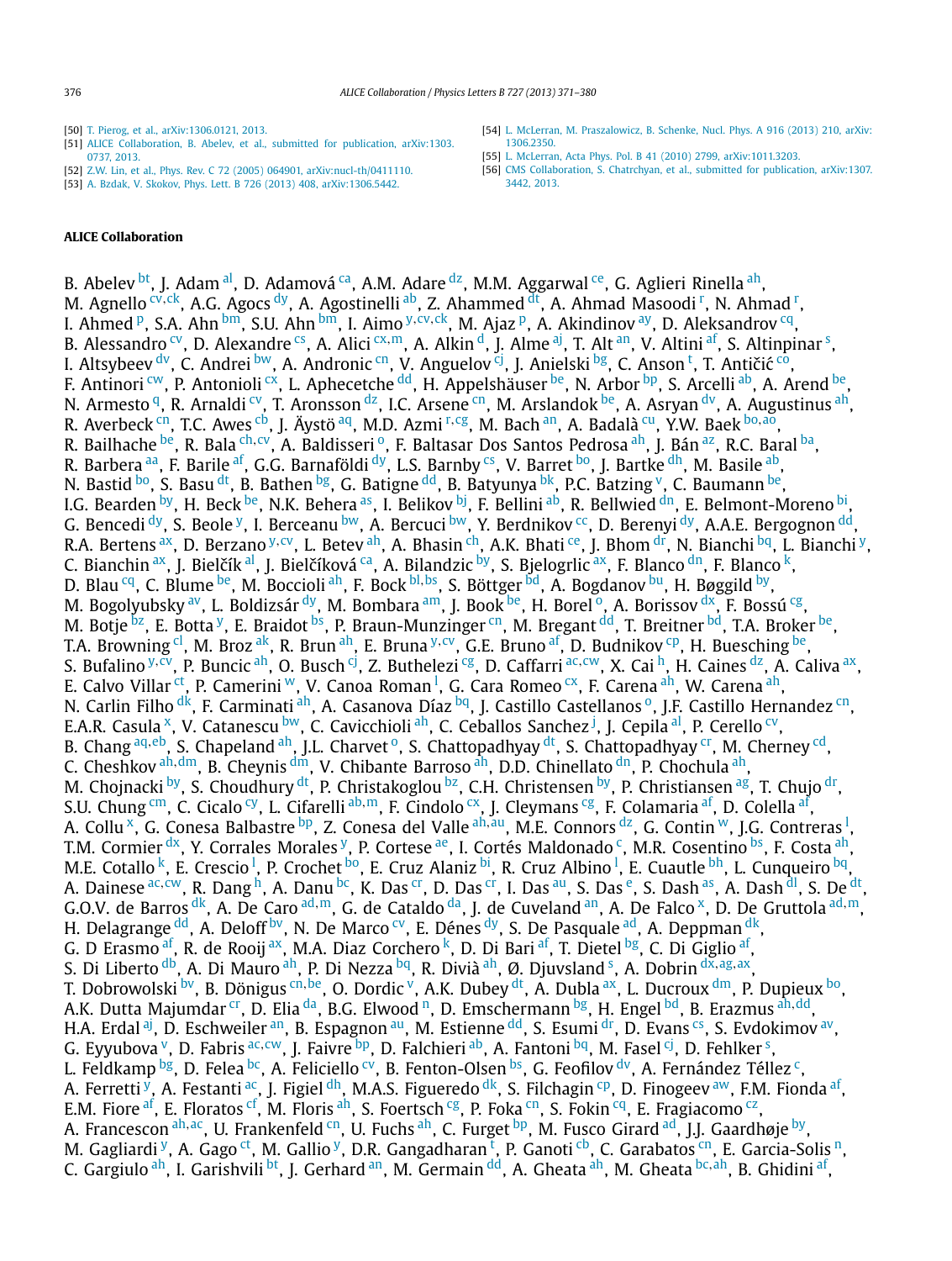<span id="page-5-0"></span>[50] [T. Pierog, et al., arXiv:1306.0121, 2013.](http://refhub.elsevier.com/S0370-2693(13)00861-7/bib506965726F673A32303133726961s1)

- [51] ALICE [Collaboration, B. Abelev, et al., submitted for publication, arXiv:1303.](http://refhub.elsevier.com/S0370-2693(13)00861-7/bib4162656C65763A32303133766561s1) [0737, 2013.](http://refhub.elsevier.com/S0370-2693(13)00861-7/bib4162656C65763A32303133766561s1)
- [52] [Z.W. Lin, et al., Phys. Rev. C 72 \(2005\) 064901, arXiv:nucl-th/0411110.](http://refhub.elsevier.com/S0370-2693(13)00861-7/bib4C696E3A32303034656Es1)
- [53] [A. Bzdak, V. Skokov, Phys. Lett. B 726 \(2013\) 408, arXiv:1306.5442.](http://refhub.elsevier.com/S0370-2693(13)00861-7/bib427A64616B3A323031336C7661s1)

## **ALICE Collaboration**

- [54] L. [McLerran, M. Praszalowicz, B. Schenke, Nucl. Phys. A 916 \(2013\) 210, arXiv:](http://refhub.elsevier.com/S0370-2693(13)00861-7/bib4D634C657272616E3A32303133616263s1) [1306.2350.](http://refhub.elsevier.com/S0370-2693(13)00861-7/bib4D634C657272616E3A32303133616263s1)
- [55] L. [McLerran, Acta Phys. Pol. B 41 \(2010\) 2799, arXiv:1011.3203.](http://refhub.elsevier.com/S0370-2693(13)00861-7/bib4D634C657272616E3A323031307562s1)
- [56] CMS [Collaboration, S. Chatrchyan, et al., submitted for publication, arXiv:1307.](http://refhub.elsevier.com/S0370-2693(13)00861-7/bib4368617472636879616E3A32303133657961s1) [3442, 2013.](http://refhub.elsevier.com/S0370-2693(13)00861-7/bib4368617472636879616E3A32303133657961s1)

B. Abelev [bt,](#page-8-0) J. Adam [al,](#page-8-0) D. Adamová Ca, A.M. Adare [dz,](#page-9-0) M.M. Aggarwal Ce, G. Aglieri Rinella [ah,](#page-8-0) M. Agnello <sup>[cv](#page-9-0), ck</sup>, A.G. Agocs <sup>dy</sup>, A. Agostinelli <sup>ab</sup>, Z. Ahammed <sup>dt</sup>, A. Ahmad Masoodi <sup>[r](#page-8-0)</sup>, N. Ahmad <sup>r</sup>, I. Ahmed <sup>p</sup>, S.A. Ahn [bm,](#page-8-0) S.U. Ahn bm, I. Aimo [y](#page-8-0), [cv](#page-9-0), [ck,](#page-9-0) M. Ajaz <sup>p</sup>, A. Akindinov <sup>[ay](#page-8-0)</sup>, D. Aleksandrov <sup>cq</sup>, B. Alessandro <sup>cv</sup>, D. Alexandre <sup>cs</sup>, A. Alici <sup>[cx](#page-9-0),m</sup>, A. Alkin <sup>d</sup>, J. Alme <sup>[aj](#page-8-0)</[s](#page-8-0)up>, T. Alt <sup>an</sup>, V. Altini <sup>af</sup>, S. Altinpinar <sup>s</sup>, I. Al[t](#page-8-0)sybeev <sup>dv</sup>, C. Andrei <sup>bw</sup>, A. Andronic <sup>cn</sup>, V. Anguelov <sup>cj</sup>, J. Anielski <sup>bg</sup>, C. Anson <sup>t</sup>, T. Antičić <sup>[co](#page-9-0)</sup>, F. Antinori CW, P. Antonioli CX, L. Aphecetche [dd,](#page-9-0) H. Appelshäuser [be](#page-8-0), N. Arbor [bp](#page-8-0), S. Arcelli [ab,](#page-8-0) A. Arend [be,](#page-8-0) N. Armesto [q](#page-8-0), R. Arnaldi [cv,](#page-9-0) T. Aronsson [dz](#page-9-0), I.C. Arsene [cn,](#page-9-0) M. Arslandok [be,](#page-8-0) A. Asryan [dv,](#page-9-0) A. Augustinus [ah](#page-8-0), R. Averbeck [cn,](#page-9-0) T.C. Awes [cb,](#page-8-0) J. Äystö <sup>aq</sup>, M.D. Azmi <sup>[r](#page-8-0),cg</sup>, M. Bach [an,](#page-8-0) A. Badalà <sup>cu</sup>, Y.W. Baek [bo](#page-8-0),[ao,](#page-8-0) R. Bailha[ch](#page-9-0)e <sup>be</sup>, R. Bala <sup>ch, cv</sup>, A. Baldisseri <sup>0</sup>, F. Baltasar Dos Santos Pedrosa <sup>[ah](#page-8-0)</sup>, J. Bán <sup>az</sup>, R.C. Baral <sup>ba</sup>, R. Barbera [aa,](#page-8-0) F. Barile [af,](#page-8-0) G.G. Barnaföldi <sup>dy</sup>, L.S. Barnby <sup>cs</sup>, V. Barret <sup>bo</sup>, J. Bartke <sup>dh</sup>, M. Basile <sup>ab</sup>, N. Bastid  $\frac{1}{2}$  [bo,](#page-8-0) S. Basu [dt,](#page-9-0) B. Bathen  $\frac{1}{2}$  B. G. Batigne [dd,](#page-9-0) B. Batyunya  $\frac{1}{2}$ k, P.C. Batzing  $\frac{v}{y}$  $\frac{v}{y}$  $\frac{v}{y}$ , C. Baumann  $\frac{1}{2}$ , I.G. Bearden <sup>by</sup>, H. Beck <sup>be</sup>, N.K. Behera <sup>as</sup>, I. Belikov <sup>bj</sup>, F. Bellini <sup>ab</sup>, R. Bellwied <sup>dn</sup>, E. Belmont-Moreno <sup>bi</sup>, G. Bencedi <sup>dy</sup>, S. Beole <sup>y</sup>, I. Berceanu <sup>[bw](#page-8-0)</sup>, A. Bercuci <sup>bw</sup>, Y. Berdnikov <sup>cc</sup>, D. Berenyi <sup>dy</sup>, A.A.E. Bergognon <sup>dd</sup>, R.A. Bertens <sup>[ax](#page-8-0)</sup>, D. Berzano <sup>[y](#page-8-0),cv</sup>, L. Betev <sup>ah</sup>, A. Bhasin <sup>ch</sup>, A.K. Bhati <sup>ce</sup>, J. Bhom <sup>dr</sup>, N. Bianchi <sup>bq</sup>, L. Bianchi <sup>y</sup>, C. Bianchin <sup>ax</sup>, J. Bielčík <sup>[al](#page-8-0)</sup>, J. Bielčíková <sup>ca</sup>, A. Bilandzic <sup>by</sup>, S. Bjelogrlic <sup>ax</sup>, F. Blanco <sup>[dn](#page-9-0)</sup>, F. Blanco <sup>k</sup>, D. Blau <sup>cq</sup>, C. Blume <sup>be</sup>, M. Boccioli <sup>ah</sup>, F. Bock <sup>[bl](#page-8-0), bs</sup>, S. Böttger <sup>bd</sup>, A. Bogdanov <sup>bu</sup>, H. Bøggild <sup>[by](#page-8-0)</sup>, M. Bogolyubsky <sup>[av](#page-8-0)</sup>, L. Boldizsár <sup>dy</sup>, M. Bombara <sup>am</sup>, J. Book <sup>be</sup>, H. Borel <sup>o</sup>, A. Borissov <sup>dx</sup>, F. Bossú <sup>cg</sup>, M. Botje <sup>bz</sup>, E. Botta <sup>y</sup>, E. Braidot <sup>bs</sup>, P. Braun-Munzinger [cn](#page-9-0), M. Bregant <sup>dd</sup>, T. Breitner <sup>bd</sup>, T.A. Broker <sup>be</sup>, T.A. Browning <sup>cl</sup>, M. Broz [ak,](#page-8-0) R. Brun [ah,](#page-8-0) E. Bruna <sup>[y](#page-8-0), cv</sup>, G.E. Bruno [af,](#page-8-0) D. Budnikov <sup>cp</sup>, H. Buesching <sup>be</sup>, S. Bufalino [y](#page-8-0)*,*[cv,](#page-9-0) P. Buncic [ah,](#page-8-0) O. Busch [cj,](#page-9-0) Z. Buthelezi [cg,](#page-9-0) D. Caffarri [ac](#page-8-0)*,*[cw,](#page-9-0) X. Cai [h,](#page-8-0) H. Caines [dz,](#page-9-0) A. Caliva [ax,](#page-8-0) E. Calvo Villar <sup>ct</sup>, P. Camerini <sup>[w](#page-8-0)</sup>, V. Canoa Roman <sup>[l](#page-8-0)</sup>, G. Cara Romeo <sup>cx</sup>, F. Carena <sup>ah</sup>, W. Carena <sup>ah</sup>, N. Carlin Filho <sup>[dk](#page-9-0)</sup>, F. Carminati <sup>[ah](#page-8-0)</sup>, A. Casanova Díaz <sup>bq</sup>, J. Castillo Castellanos <sup>o</sup>, J.F. Castillo Hernandez <sup>cn</sup>, E.A.R. Casula <sup>x</sup>, V. Catanescu <sup>bw</sup>, C. Cavicchioli <sup>ah</sup>, C. Ceballos Sanchez <sup>[j](#page-8-0)</sup>, J. Cepila <sup>al</sup>, P. Cerello <sup>cv</sup>, B. Chang <sup>[aq](#page-8-0), eb</sup>, S. Chapeland <sup>ah</sup>, J.L. Charvet <sup>o</sup>, S. Chattopadhyay <sup>dt</sup>, S. Chattopadhyay <sup>cr</sup>, M. Cherney <sup>cd</sup>, C. Cheshkov [ah](#page-8-0)*,*[dm,](#page-9-0) B. Cheynis [dm,](#page-9-0) V. Chibante Barroso [ah](#page-8-0), D.D. Chinellato [dn,](#page-9-0) P. Chochula [ah,](#page-8-0) M. Chojnacki [by](#page-8-0), S. Choudhury [dt,](#page-9-0) P. Christakoglou [bz,](#page-8-0) C.H. Christensen [by,](#page-8-0) P. Christiansen [ag,](#page-8-0) T. Chujo [dr,](#page-9-0) S.U. Chung <sup>cm</sup>, C. Cicalo <sup>[cy](#page-9-0)</sup>, L. Cifarelli [ab](#page-8-0), [m,](#page-8-0) F. Cindolo CX, J. Cleymans Cg, F. Colamaria [af,](#page-8-0) D. Colella af, A. Collu <sup>x</sup>, G. Conesa Balbastre <sup>bp</sup>, Z. Conesa del Valle <sup>[ah](#page-8-0),au</sup>, M.E. Connors <sup>[dz](#page-9-0)</sup>, G. Contin <sup>w</sup>, J.G. Contreras <sup>[l](#page-8-0)</sup>, T.M. Cormier [dx,](#page-9-0) Y. Corrales Morales <sup>y</sup>, P. Cortese [ae,](#page-8-0) I. Cortés Maldonado <sup>c</sup>, M.R. Cosentino <sup>bs</sup>, F. Costa [ah](#page-8-0), M.E. Cota[l](#page-8-0)lo <sup>k</sup>, E. Crescio <sup>l</sup>, P. Crochet <sup>bo</sup>, E. Cruz Alaniz <sup>bi</sup>, R. Cruz Albino <sup>l</sup>, E. Cuautle <sup>bh</sup>, L. Cunqueiro <sup>bq</sup>, A. Dainese [ac](#page-8-0), [cw,](#page-9-0) R. Dang [h,](#page-8-0) A. Danu [bc,](#page-8-0) K. Das [cr,](#page-9-0) D. Das cr, I. Das [au,](#page-8-0) S. Das [e,](#page-7-0) S. Dash [as,](#page-8-0) A. Dash <sup>[dl](#page-9-0)</sup>, S. De [dt,](#page-9-0) G.O.V. de Barros <sup>dk</sup>, A. De Caro [ad](#page-8-0),[m](#page-8-0), G. de Cataldo [da,](#page-9-0) J. de Cuvel[an](#page-8-0)d an, A. De Falco <sup>x</sup>, D. De Gruttola ad,[m,](#page-8-0) H. Delagrange [dd,](#page-9-0) A. Deloff by, N. De Marco <sup>cy</sup>, E. Dénes <sup>dy</sup>, S. De Pasquale <sup>ad</sup>, A. Deppman <sup>dk</sup>, G. D Erasmo  $\frac{df}{dx}$ , R. de Rooij  $\frac{dx}{dy}$ , M.A. Diaz Corchero [k,](#page-8-0) D. Di Bari  $\frac{df}{dx}$ , T. Dietel  $\frac{bg}{dy}$ , C. Di Giglio  $\frac{df}{dx}$ , S. Di Liberto <sup>db</sup>, A. Di Mauro <sup>[ah](#page-8-0)</[s](#page-8-0)up>, P. Di Nezza <sup>bq</sup>, R. Divià <sup>ah</sup>, Ø. Djuvsland <sup>s</sup>, A. Dobrin <sup>[dx](#page-9-0), [ag](#page-8-0), ax</sup>, T. Dobrowolski <sup>bv</sup>, B. Dönigus [cn](#page-9-0), [be,](#page-8-0) O. Dordic <sup>v</sup>, A.K. Dubey <sup>dt</sup>, A. Dubla <sup>ax</sup>, L. Ducroux [dm,](#page-9-0) P. Dupieux <sup>bo</sup>, A.K. Dutta Majumdar [cr,](#page-9-0) D. Elia [da,](#page-9-0) B.G. Elwood [n,](#page-8-0) D. Emschermann [bg,](#page-8-0) H. Engel [bd,](#page-8-0) B. Erazmus [ah](#page-8-0)*,*[dd,](#page-9-0) H.A. Erdal [aj,](#page-8-0) D. Eschweiler [an,](#page-8-0) B. Espagnon [au](#page-8-0), M. Estienne [dd,](#page-9-0) S. Esumi [dr,](#page-9-0) D. Evans Cs, S. Evdokimov [av](#page-8-0), G. Eyyubo[v](#page-8-0)a <sup>v</sup>, D. Fabris <sup>[ac](#page-8-0),cw</[s](#page-8-0)up>, J. Faivre <sup>bp</sup>, D. Falchieri <sup>ab</sup>, A. Fantoni <sup>bq</sup>, M. Fasel <sup>cj</sup>, D. Fehlker <sup>s</sup>, L. Feldkamp  $\frac{bg}{g}$ , D. Felea  $\frac{bc}{g}$ , A. Feliciello  $\frac{cv}{g}$ , B. Fenton-Olsen  $\frac{bs}{g}$ , G. Feofilov  $\frac{dv}{g}$ , A. Fernández Téllez  $\frac{c}{g}$ A. Ferretti <sup>y</sup>, A. Festanti <sup>ac</sup>, J. Figiel <sup>dh</sup>, M.A.S. Figueredo <sup>dk</sup>, S. Filchagin <sup>cp</sup>, D. Finogeev <sup>[aw](#page-8-0)</sup>, F.M. Fionda <sup>af</sup>, E.M. Fiore  $\frac{af}{f}$ , E. Floratos [cf](#page-8-0), M. Floris  $\frac{ah}{f}$ , S. Foertsch  $\frac{cg}{g}$ , P. Foka [cn,](#page-9-0) S. Fokin [cq,](#page-9-0) E. Fragiacomo [cz,](#page-9-0) A. Francescon <sup>[ah](#page-8-0),ac</sup>, U. Frankenfeld <sup>cn</sup>, U. Fuchs <sup>ah</sup>, C. Furget <sup>bp</sup>, M. Fusco Girard <sup>ad</sup>, J.J. Gaardhøje <sup>by</sup>, M. Gagliardi <sup>y</sup>, A. Gago <sup>c[t](#page-8-0)</sup>, M. Gallio <sup>y</sup>, D.R. Gangadharan <sup>t</sup>, P. Ganoti <sup>cb</sup>, C. Garabatos <sup>cn</sup>, E. Garcia-Solis <sup>n</sup>, C. Gargiulo [ah,](#page-8-0) I. Garishvili <sup>bt</sup>, J. Gerhard [an,](#page-8-0) M. Germain [dd,](#page-9-0) A. Gheata ah, M. Gheata [bc](#page-8-0),ah, B. Ghidini [af,](#page-8-0)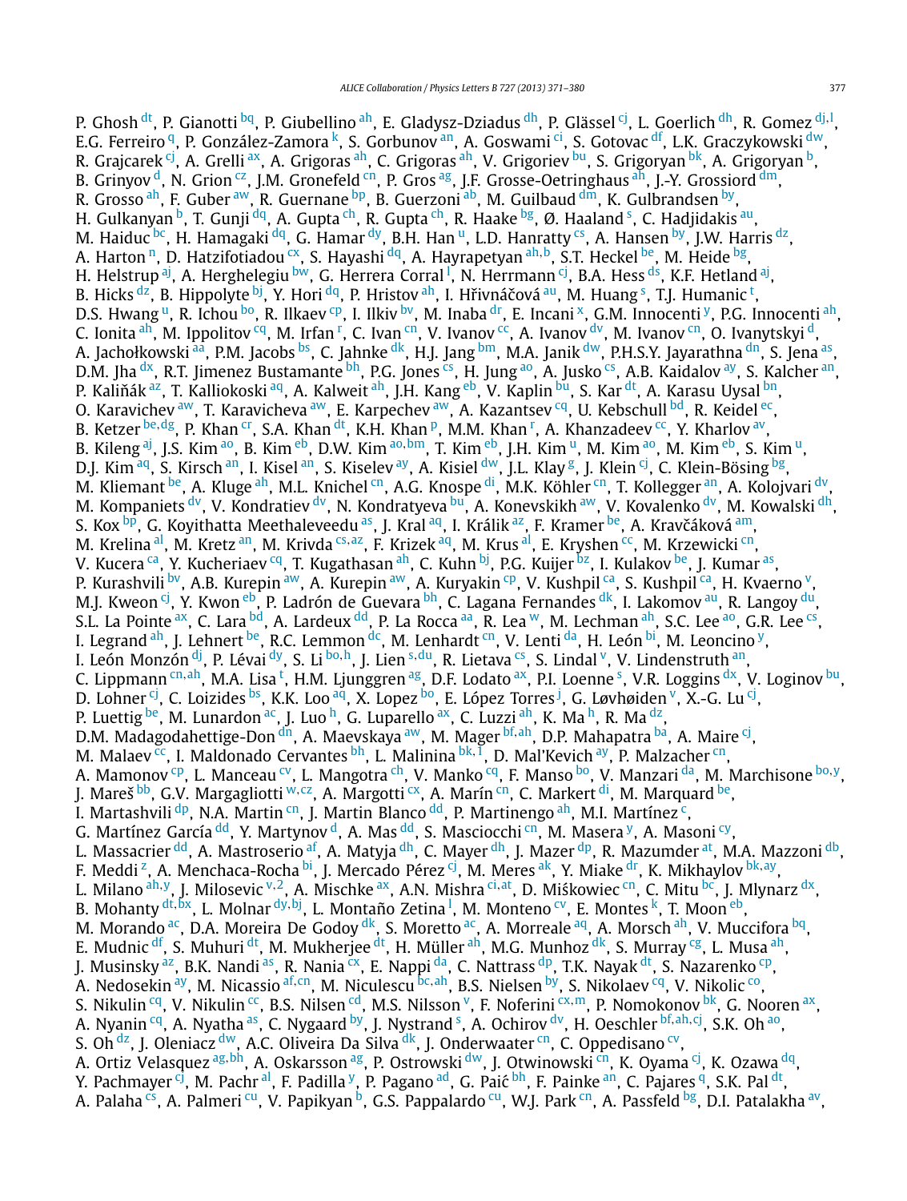P. Ghosh <sup>[dt](#page-9-0)</sup>, P. Gianotti <sup>bq</sup>, P. Giubellino <sup>ah</sup>, E. Gladysz-Dziadus <sup>dh</sup>, P. Glässel <sup>cj</sup>, L. Goerlich <sup>dh</sup>, R. Gomez <sup>[dj](#page-9-0),[l](#page-8-0)</sup>, E.G. Ferreiro <sup>q</sup>, P. González-Zamora <sup>k</sup>, S. Gorbunov <sup>an</sup>, A. Goswami <sup>ci</sup>, S. Gotovac <sup>df</sup>, L.K. Graczykowski [dw,](#page-9-0) R. Grajcarek <sup>cj</sup>, A. Grelli <sup>ax</sup>, A. Grigoras <sup>ah</sup>, C. Grigoras <sup>ah</sup>, V. Grigoriev <sup>bu</sup>, S. Grigoryan <sup>bk</sup>, A. Grigoryan <sup>b</sup>, B. Grinyov<sup>d</sup>, N. Grion<sup>cz</sup>, J.M. Gronefeld Cn, P. Gros <sup>ag</sup>, J.F. Grosse-Oetringhaus <sup>ah</sup>, J.-Y. Grossiord [dm,](#page-9-0) R. Grosso <sup>ah</sup>, F. Guber <sup>aw</sup>, R. Guernane <sup>bp</sup>, B. Guerzoni <sup>ab</sup>, M. Guilbaud <sup>dm</sup>, K. Gulbrandsen <sup>[by](#page-8-0)</sup>, H. Gulkanyan <[s](#page-8-0)up>b</sup>, T. Gunji <sup>dq</sup>, A. Gupta <sup>ch</sup>, R. Gupta <sup>ch</sup>, R. Haake <sup>bg</sup>, Ø. Haaland <sup>s</sup>, C. Hadjidakis <sup>au</sup>, M. Haiduc <sup>bc</sup>, H. Hamagaki <sup>[dq](#page-9-0)</s[u](#page-8-0)p>, G. Hamar <sup>dy</sup>, B.H. Han <sup>u</sup>, L.D. Hanratty <sup>cs</sup>, A. Hansen <sup>by</sup>, J.W. Harris <sup>dz</sup>, A. Harton <sup>n</sup>, D. Hatzifotiadou <sup>cx</sup>, S. Hayashi <sup>[dq](#page-9-0)</sup>, A. Hayrapetyan <sup>[ah](#page-8-0),b</sup>, S.T. Heckel <sup>be</sup>, M. Heide <sup>bg</sup>, H. He[l](#page-8-0)strup <sup>aj</sup>, A. Herghelegiu <sup>bw</sup>, G. Herrera Corral <sup>l</sup>, N. Herrmann <sup>cj</sup>, B.A. Hess <sup>ds</sup>, K.F. Hetland <sup>aj</sup>, B. Hick[s](#page-8-0) <sup>dz</sup>, B. Hippoly[t](#page-8-0)e <sup>bj</sup>, Y. Hori <sup>dq</sup>, P. Hristov <sup>ah</sup>, I. Hřivnáčová <sup>au</sup>, M. Huang <sup>s</sup>, T.J. Humanic <sup>t</sup>, D.S. Hwang <s[u](#page-8-0)p>u</sup>, R. Ichou <sup>bo</sup>, R. Ilkaev <sup>[cp](#page-9-0)</sup>, I. Ilkiv <sup>[bv](#page-8-0)</sup>, M. Inaba <sup>dr</sup>, E. Incani <sup>x</sup>, G.M. Innocenti <sup>y</sup>, P.G. Innocenti <sup>ah</sup>, C. Ionita <sup>ah</sup>, M. Ippolitov <sup>cq</sup>, M. I[r](#page-8-0)fan <sup>r</sup>, C. Ivan <sup>cn</sup>, V. Ivanov <sup>cc</sup>, A. Ivanov <sup>[d](#page-7-0)v</sup>, M. Ivanov <sup>cn</sup>, O. Ivanytskyi <sup>d</sup>, A. Jachołkowski [aa,](#page-8-0) P.M. Jacobs [bs,](#page-8-0) C. Jahnke [dk,](#page-9-0) H.J. Jang [bm,](#page-8-0) M.A. Janik [dw,](#page-9-0) P.H.S.Y. Jayarathna [dn,](#page-9-0) S. Jena [as,](#page-8-0) D.M. Jha [dx,](#page-9-0) R.T. Jimenez Bustamante [bh](#page-8-0), P.G. Jones Cs, H. Jung [ao,](#page-8-0) A. Jusko Cs, A.B. Kaidalov [ay](#page-8-0), S. Kalcher [an,](#page-8-0) P. Kalinák <sup>az</sup>, T. Kalliokoski <sup>aq</sup>, A. Kalweit <sup>ah</sup>, J.H. Kang <sup>eb</sup>, V. Kaplin <sup>bu</sup>, S. Kar <sup>dt</sup>, A. Karasu Uysal <sup>bn</sup>, O. Karavichev [aw,](#page-8-0) T. Karavicheva [aw](#page-8-0), E. Karpechev aw, A. Kazantsev <sup>cq</sup>, U. Kebschull [bd,](#page-8-0) R. Keidel [ec,](#page-9-0) B. Ketzer <sup>[be](#page-8-0),dg</sup>, P. Khan <sup>c[r](#page-8-0)</sup>, S.A. Khan <sup>dt</sup>, K.H. Khan <sup>p</sup>, M.M. Khan <sup>r</sup>, A. Khanzadeev <sup>[cc](#page-8-0)</sup>, Y. Kharlov <sup>av</sup>, B. Kileng <sup>aj</sup>, J.S. Kim <sup>ao</sup>, B. Kim <sup>eb</sup>, D.W. Kim <sup>[ao,](#page-8-0)bm</sup>, T. Kim <sup>eb</sup>, J.H. Kim <sup>u</sup>, M. Kim <sup>[ao](#page-8-0)</sup>, M. Kim <sup>eb</sup>, S. Kim <sup>u</sup>, D.J. Kim <sup>aq</sup>, S. Kirsch <sup>an</sup>, I. Kisel <sup>an</sup>, S. Kiselev <sup>ay</sup>, A. Kisiel <sup>dw</sup>, J.L. Klay <sup>[g](#page-8-0)</sup>, J. Klein <sup>cj</sup>, C. Klein-Bösing <sup>[bg](#page-8-0)</sup>, M. Kliemant <sup>be</sup>, A. Kluge <sup>ah</sup>, M.L. Knichel <sup>cn</sup>, A.G. Knospe <sup>di</sup>, M.K. Köhler <sup>cn</sup>, T. Kollegger <sup>an</sup>, A. Kolojvari <sup>dv</sup>, M. Kompaniets <sup>dv</sup>, V. Kondratiev <sup>dv</sup>, N. Kondratyeva <sup>bu</sup>, A. Konevskikh <sup>aw</sup>, V. Kovalenko <sup>dv</sup>, M. Kowalski <sup>dh</sup>, S. Kox <sup>bp</sup>, G. Koyithatta Meethaleveedu [as,](#page-8-0) J. Kral <sup>aq</sup>, I. Králik <sup>az</sup>, F. Kr[am](#page-8-0)er <sup>be</sup>, A. Kravčáková <sup>am</sup>, M. Krelina <sup>al</sup>, M. Kretz <sup>an</sup>, M. Krivda <sup>[cs](#page-9-0), az</sup>, F. Krizek <sup>aq</sup>, M. Krus <sup>al</sup>, E. Kryshen <sup>cc</sup>, M. Krzewicki <sup>cn</sup>, V. Kucera <sup>ca</sup>, Y. Kucheriaev <sup>cq</sup>, T. Kugathasan <sup>ah</sup>, C. Kuhn <sup>bj</sup>, P.G. Kuijer <sup>bz</sup>, I. Kulakov <sup>be</sup>, J. Kumar <sup>as</sup>, P. Kurashvili [bv,](#page-8-0) A.B. Kurepin [aw,](#page-8-0) A. Kurepin aw, A. Kuryakin <sup>cp</sup>, V. Kushpil <sup>ca</sup>, S. Kushpil <sup>ca</sup>, H. Kvaerno <sup>v</sup>, M.J. Kweon [cj,](#page-9-0) Y. Kwon [eb,](#page-9-0) P. Ladrón de Guevara <sup>bh</sup>, C. Lagana Fernandes [dk,](#page-9-0) I. Lakomov [au,](#page-8-0) R. Langoy [du,](#page-9-0) S.L. La Pointe <sup>ax</sup>, C. Lara <sup>bd</sup>, A. Lardeux <sup>dd</sup>, P. La Rocca <sup>aa</sup>, R. Lea <sup>w</sup>, M. Lechman <sup>[ah](#page-8-0)</sup>, S.C. Lee <sup>ao</sup>, G.R. Lee <sup>cs</sup>, I. Legrand <sup>ah</sup>, J. Lehnert <sup>be</sup>, R.C. Lemmon <sup>dc</sup>, M. Lenhardt <sup>cn</sup>, V. Lenti <sup>da</sup>, H. León <sup>bi</sup>, M. Leoncino <sup>[y](#page-8-0)</sup>, I. León Monzón [dj,](#page-9-0) P. Lévai [dy,](#page-9-0) S. Li [bo](#page-8-0)*,*[h](#page-8-0), J. Lien [s](#page-8-0)*,*[du,](#page-9-0) R. Lietava [cs,](#page-9-0) S. Lindal [v,](#page-8-0) V. Lindenstruth [an,](#page-8-0) C. Lippmann <sup>[cn](#page-9-0),ah</sup>, M.A. Lisa <sup>[t](#page-8-0)</[s](#page-8-0)up>, H.M. Ljunggren <sup>ag</sup>, D.F. Lodato <sup>ax</sup>, P.I. Loenne <sup>s</sup>, V.R. Loggins <sup>dx</sup>, V. Loginov <sup>bu</sup>, D. Lohner <sup>c[j](#page-8-0)</sup>, C. Loizides <sup>bs</sup>, K.K. Loo <sup>aq</sup>, X. Lopez <sup>bo</sup>, E. López Torres <sup>j</sup>, G. Løvhøiden <sup>v</sup>, X.-G. Lu <sup>cj</sup>, P. Luettig [be,](#page-8-0) M. Lunardon [ac,](#page-8-0) J. Luo [h,](#page-8-0) G. Luparello [ax,](#page-8-0) C. Luzzi [ah,](#page-8-0) K. Ma h, R. Ma [dz,](#page-9-0) D.M. Madagodahettige-Don [dn,](#page-9-0) A. Maevskaya [aw,](#page-8-0) M. Mager [bf](#page-8-0), [ah](#page-8-0), D.P. Mahapatra [ba,](#page-8-0) A. Maire <sup>cj</sup>, M. Malaev<sup>[cc](#page-8-0)</sup>, I. Maldonado Cervantes <sup>bh</sup>, L. Malinina [bk](#page-8-0), I, D. Mal'Kevich <sup>ay</sup>, P. Malzacher [cn](#page-9-0), A. Mamonov [cp,](#page-9-0) L. Manceau [cv,](#page-9-0) L. Mangotra [ch,](#page-9-0) V. Manko [cq,](#page-9-0) F. Manso [bo](#page-8-0), V. Manzari [da](#page-9-0), M. Marchisone [bo](#page-8-0)*,*[y,](#page-8-0) J. Mareš <sup>bb</sup>, G.V. Margagliotti <sup>[w](#page-8-0),cz</sup>, A. Margotti CX, A. Marín C<sub>n</sub>, C. Markert <sup>di</sup>, M. Marquard <sup>be</sup>, I. Martashvili  $dp$ , N.A. Martin  $cn$ , J. Martin Blanco  $dd$ , P. Martinengo  $dh$ , M.I. Martinez  $c$ , G. Martínez García <sup>dd</sup>, Y. Martynov <sup>d</sup>, A. Mas <sup>dd</sup>, S. Masciocchi [cn,](#page-9-0) M. Masera <sup>y</sup>, A. Masoni c[y,](#page-8-0) L. Massacrier <sup>dd</sup>, A. Mastroserio <sup>af</sup>, A. Matyja <sup>[dh](#page-9-0)</sup>, C. Mayer <sup>dh</sup>, J. Mazer <sup>dp</sup>, R. Mazumder <sup>at</sup>, M.A. Mazzoni <sup>db</sup>, L. Massacrier <sup>dd</sup>, A. Mastroserio <sup>af</sup>, A. Matyja <sup>dh</sup>, C. Mayer <sup>dh</sup>, J. Mazer <sup>dp</sup>, R. Mazumder F. Meddi [z,](#page-8-0) A. Menchaca-Rocha [bi,](#page-8-0) J. Mercado Pérez [cj,](#page-9-0) M. Meres [ak,](#page-8-0) Y. Miake [dr,](#page-9-0) K. Mikhaylov [bk](#page-8-0)*,*[ay](#page-8-0), L. Milano <sup>[ah](#page-8-0), [y](#page-8-0)</sup>, J. Milose[v](#page-8-0)ic <sup>v, 2</sup>, A. Mischke <sup>ax</sup>, A.N. Mishra <sup>[ci](#page-9-0), at</sup>, D. Miśkowiec <sup>cn</sup>, C. Mitu <sup>bc</sup>, J. Mlynarz <sup>dx</sup>, B. Mohanty <sup>[dt](#page-9-0), bx</sup>, L. Molnar <sup>[dy](#page-9-0), bj</sup>, L. Montaño Zetina <sup>[l](#page-8-0)</sup>, M. Monteno <sup>cv</sup>, E. Montes <sup>k</sup>, T. Moon <sup>eb</sup>, M. Morando [ac,](#page-8-0) D.A. Moreira De Godoy [dk,](#page-9-0) S. Moretto ac, A. Morreale [aq,](#page-8-0) A. Morsch [ah](#page-8-0), V. Muccifora [bq,](#page-8-0) E. Mudnic <sup>df</sup>, S. Muhuri <sup>dt</sup>, M. Mukherjee <sup>dt</sup>, H. Müller <sup>ah</sup>, M.G. Munhoz <sup>dk</sup>, S. Murray <sup>cg</sup>, L. Musa <sup>ah</sup>, J. Musinsky <sup>az</sup>, B.K. Nandi <sup>[as](#page-8-0)</sup>, R. Nania <sup>cx</sup>, E. Nappi <sup>da</sup>, C. Nattrass <sup>dp</sup>, T.K. Nayak <sup>dt</sup>, S. Nazarenko <sup>cp</sup>, A. Nedosekin <sup>ay</sup>, M. Nicassio <sup>[af](#page-8-0),cn</sup>, M. Niculescu <sup>[bc](#page-8-0), ah</sup>, B.S. Nielsen <sup>[by](#page-8-0)</sup>, S. Nikolaev <sup>cq</sup>, V. Nikolic <sup>co</sup>, S. Nikulin <sup>cq</sup>, V. Nikulin <sup>cc</sup>, B.S. Nilsen <sup>[cd](#page-8-0)</sup>, M.S. Nilsson <sup>v</sup>, F. Noferini Cx, [m,](#page-8-0) P. Nomokonov <sup>bk</sup>, G. Nooren <sup>ax</sup>, A. Nyanin <sup>cq</sup>, A. Nyatha <sup>as</sup>, C. Nygaard <sup>[by](#page-8-0)</[s](#page-8-0)up>, J. Nystrand <sup>s</sup>, A. Ochirov <sup>dv</sup>, H. Oeschler <sup>[bf](#page-8-0),[ah](#page-8-0),cj</sup>, S.K. Oh <sup>ao</sup>, S. Oh  $dz$ , J. Oleniacz  $dw$ , A.C. Oliveira Da Silva  $dk$ , J. Onderwaater [cn,](#page-9-0) C. Oppedisano [cv,](#page-9-0) A. Ortiz Velasquez <sup>[ag](#page-8-0), bh</sup>, A. Oskarsson <sup>ag</sup>, P. Ostrowski [dw,](#page-9-0) J. Otwinowski [cn,](#page-9-0) K. Oyama [cj,](#page-9-0) K. Ozawa [dq](#page-9-0), Y. Pachmayer <sup>cj</sup>, M. Pachr<sup>[al](#page-8-0)</sup>, F. Padilla <sup>y</sup>, P. Pagano <sup>ad</sup>, G. Paić <sup>bh</sup>, F. Painke <sup>an</sup>, C. Pajares <sup>q</sup>, S.K. Pal <sup>dt</sup>, A. Palaha<sup>cs</sup>, A. Palmeri <sup>cu</sup>, V. Papikyan <sup>b</sup>, G.S. Pappalardo <sup>cu</sup>, W.J. Park <sup>cn</sup>, A. Passfeld <sup>bg</sup>, D.I. Patalakha <sup>[av](#page-8-0)</sup>,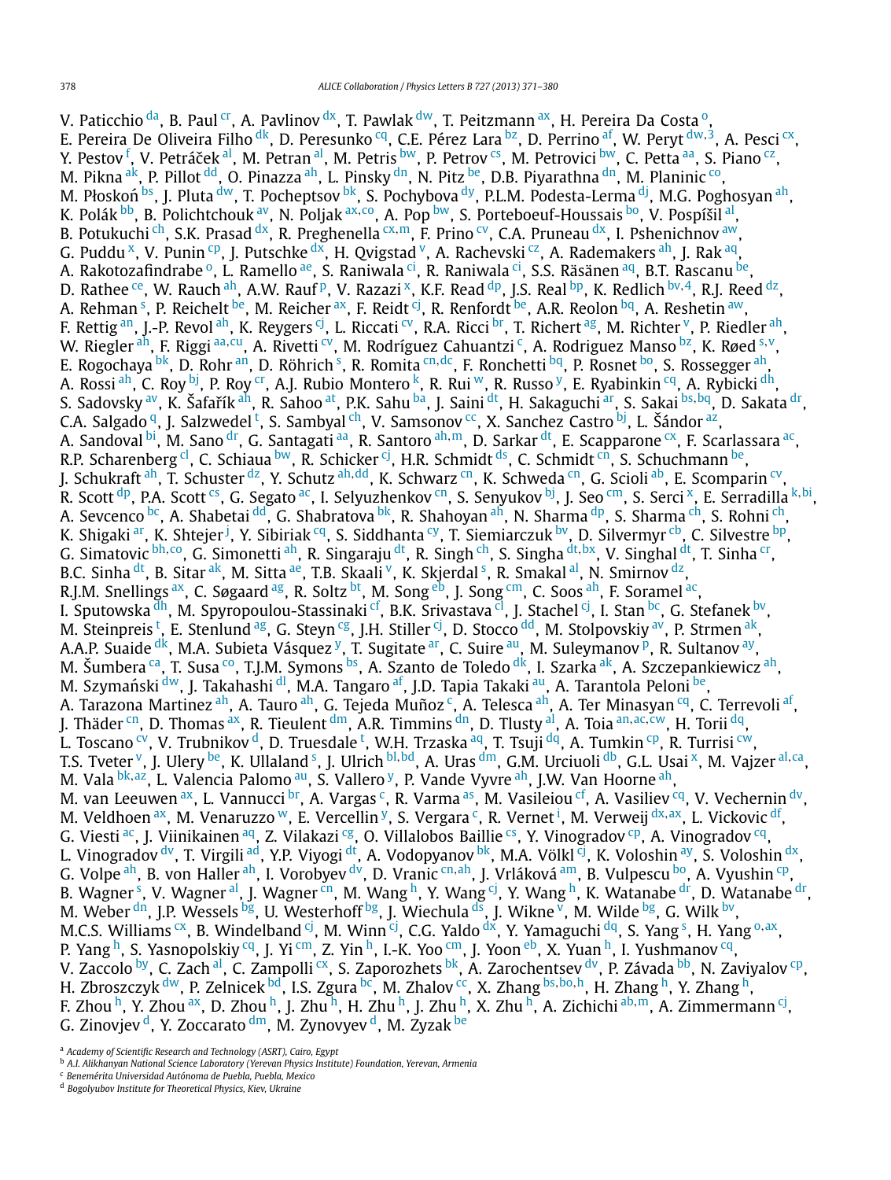<span id="page-7-0"></span>V. Paticchio <sup>da</sup>, B. Paul <sup>cr</sup>, A. Pavlinov <sup>dx</sup>, T. Pawlak <sup>dw</sup>, T. Peitzmann <sup>ax</sup>, H. Pereira Da Costa <sup>o</sup>, E. Pereira De Oliveira Filho <sup>dk</sup>, D. Peresunko <sup>cq</sup>, C.E. Pérez Lara <sup>bz</sup>, D. Perrino <sup>af</sup>, W. Peryt <sup>[dw](#page-9-0), 3</sup>, A. Pesci C<sup>x</sup>, Y. Pestov <sup>[f](#page-8-0)</sup>, V. Petráček <sup>al</sup>, M. Petran <sup>al</sup>, M. Petris <sup>[bw](#page-8-0)</sup>, P. Petrov <sup>cs</sup>, M. Petrovici <sup>bw</sup>, C. Petta <sup>aa</sup>, S. Piano <sup>[cz](#page-9-0)</sup>, M. Pikna <sup>ak</sup>, P. Pillot <sup>dd</sup>, O. Pinazza <sup>ah</sup>, L. Pinsky <sup>dn</sup>, N. Pitz <sup>be</sup>, D.B. Piyarathna <sup>dn</sup>, M. Planinic <sup>co</sup>, M. Płoskoń<sup>'bs</sup>, J. Pluta <sup>dw</sup>, T. Pocheptsov <sup>bk</sup>, S. Pochybova <sup>dy</sup>, P.L.M. Podesta-Lerma <sup>[dj](#page-9-0)</sup>, M.G. Poghosyan <sup>[ah](#page-8-0)</sup>, K. Polák [bb](#page-8-0), B. Polichtchouk [av,](#page-8-0) N. Poljak [ax](#page-8-0), [co,](#page-9-0) A. Pop [bw,](#page-8-0) S. Porteboeuf-Houssais [bo,](#page-8-0) V. Pospíšil [al,](#page-8-0) B. Potukuchi <sup>ch</sup>, S.K. Prasad <sup>dx</sup>, R. Preghenella <sup>[cx](#page-9-0),m</sup>, F. Prino <sup>cv</sup>, C.A. Pruneau <sup>dx</sup>, I. Pshenichnov <sup>[aw](#page-8-0)</sup>, G. Puddu <sup>x</sup>, V. Punin <sup>cp</sup>, J. Putschke <sup>dx</sup>, H. Qvigstad <sup>v</sup>, A. Rachevski <sup>cz</sup>, A. Rademakers <sup>ah</sup>, J. Rak <sup>aq</sup>, A. Rakotozafindrabe<sup>o</sup>, L. Ramello <sup>ae</sup>, S. Raniwala <sup>ci</sup>, R. Raniwala <sup>ci</sup>, S.S. Räsänen <sup>aq</sup>, B.T. Rascanu <sup>be</sup>, D. Rathee <sup>ce</sup>, W. Rauch <sup>ah</sup>, A.W. Rauf <sup>p</sup>, V. Razazi <sup>x</sup>, K.F. Read <sup>dp</sup>, J.S. Real <sup>bp</sup>, K. Redlich <sup>[bv](#page-8-0), 4</sup>, R.J. Reed <sup>dz</sup>, A. Rehman <[s](#page-8-0)up>s</sup>, P. Reichelt <sup>be</sup>, M. Reicher <sup>[ax](#page-8-0)</sup>, F. Reidt <sup>cj</sup>, R. Renfordt <sup>be</sup>, A.R. Reolon <sup>bq</sup>, A. Reshetin <sup>[aw](#page-8-0)</sup>, F. Rettig <sup>an</sup>, J.-P. Revol <sup>ah</sup>, K. Reygers <sup>cj</sup>, L. Riccati <sup>cv</sup>, R.A. Ricci <sup>br</sup>, T. Richert <sup>[ag](#page-8-0)</sup>, M. Richter <sup>[v](#page-8-0)</sup>, P. Riedler <sup>ah</sup>, W. Riegler [ah,](#page-8-0) F. Riggi [aa](#page-8-0)*,*[cu,](#page-9-0) A. Rivetti [cv,](#page-9-0) M. Rodríguez Cahuantzi c, A. Rodriguez Manso [bz,](#page-8-0) K. Røed [s](#page-8-0)*,*[v,](#page-8-0) E. Rogochaya <sup>[bk](#page-8-0)</[s](#page-8-0)up>, D. Rohr <sup>an</sup>, D. Röhrich <sup>s</sup>, R. Romita <sup>[cn](#page-9-0),dc</sup>, F. Ronchetti <sup>bq</sup>, P. Rosnet <sup>bo</sup>, S. Rossegger <sup>[ah](#page-8-0)</sup>, A. Rossi <sup>ah</sup>, C. Roy <sup>[bj](#page-8-0)</sup>, P. Roy <sup>cr</sup>, A.J. Rubio Montero <sup>k</sup>, R. Rui <sup>w</sup>, R. Russo <sup>y</sup>, E. Ryabinkin <sup>cq</sup>, A. Rybicki <sup>dh</sup>, S. Sadovsky <sup>av</sup>, K. Šafařík <sup>ah</sup>, R. Sahoo <sup>at</sup>, P.K. Sahu <sup>ba</sup>, J. Saini <sup>dt</sup>, H. Sakaguchi <sup>[ar](#page-8-0)</sup>, S. Sakai <sup>[bs](#page-8-0),bq</sup>, D. Sakata <sup>dr</sup>, C.A. Salgado <sup>q</sup>, J. Salzwedel <sup>[t](#page-8-0)</sup>, S. Sambyal <sup>ch</sup>, V. Samsonov <sup>cc</sup>, X. Sanchez Castro <sup>bj</sup>, L. Šándor <sup>az</sup>, A. Sandoval <sup>bi</sup>, M. Sano <sup>dr</sup>, G. Santagati [aa,](#page-8-0) R. Santoro [ah](#page-8-0),[m](#page-8-0), D. Sarkar <sup>dt</sup>, E. Scapparone Cx, F. Scarlassara [ac,](#page-8-0) R.P. Scharenberg <sup>[cl](#page-9-0)</sup>, C. Schiaua [bw](#page-8-0), R. Schicker <sup>cj</sup>, H.R. Schmidt <sup>[ds](#page-9-0)</sup>, C. Schmidt <sup>cn</sup>, S. Schuchmann [be,](#page-8-0) J. Schukraft [ah,](#page-8-0) T. Schuster [dz,](#page-9-0) Y. Schutz [ah](#page-8-0)*,*[dd,](#page-9-0) K. Schwarz [cn,](#page-9-0) K. Schweda [cn,](#page-9-0) G. Scioli [ab,](#page-8-0) E. Scomparin [cv,](#page-9-0) R. Scott <sup>dp</sup>, P.A. Scott <sup>cs</sup>, G. Segato <sup>ac</sup>, I. Selyuzhen[k](#page-8-0)ov <sup>cn</sup>, S. Senyukov <sup>bj</sup>, J. Seo <sup>cm</sup>, S. Serci <sup>x</sup>, E. Serradilla <sup>k,bi</sup>, A. Sevcenco <sup>bc</sup>, A. Shabetai <sup>dd</sup>, G. Shabratova <sup>bk</sup>, R. Shahoyan <sup>ah</sup>, N. Sharma <sup>dp</sup>, S. Sharma <sup>ch</sup>, S. Rohni <sup>ch</sup>, K. Shigaki <sup>[ar](#page-8-0)</sup>, K. Shte[j](#page-8-0)er <sup>j</sup>, Y. Sibiriak <sup>cq</sup>, S. Siddhanta <sup>cy</sup>, T. Siemiarczuk <sup>bv</sup>, D. Silvermyr <sup>cb</sup>, C. Silvestre <sup>bp</sup>, G. Simatovic [bh](#page-8-0)*,*[co,](#page-9-0) G. Simonetti [ah,](#page-8-0) R. Singaraju [dt,](#page-9-0) R. Singh [ch,](#page-9-0) S. Singha [dt](#page-9-0)*,*[bx,](#page-8-0) V. Singhal [dt,](#page-9-0) T. Sinha [cr,](#page-9-0) B.C. Sinha <[s](#page-8-0)up>dt</sup>, B. Sitar <sup>ak</sup>, M. Sitta <sup>ae</sup>, T.B. Skaali <sup>v</sup>, K. Skjerdal <sup>s</sup>, R. Smakal <sup>al</sup>, N. Smirnov <sup>dz</sup>, R.J.M. Snellings  $a^x$ , C. Søgaard  $a^g$ , R. Soltz <sup>bt</sup>, M. Song  $e^b$ , J. Song [cm,](#page-9-0) C. Soos  $a^h$ , F. Soramel  $a^c$ , I. Sputowska <sup>dh</sup>, M. Spyropoulou-Stassinaki <sup>cf</sup>, B.K. Srivastava <sup>cl</sup>, J. Stachel <sup>cj</sup>, I. Stan <sup>bc</sup>, G. Stefanek <sup>bv</sup>, M. S[t](#page-8-0)einpreis <sup>t</sup>, E. Stenlund <sup>[ag](#page-8-0)</sup>, G. Steyn <sup>cg</sup>, J.H. Stiller <sup>cj</sup>, D. Stocco <sup>dd</sup>, M. Stolpovskiy <sup>av</sup>, P. Strmen <sup>ak</sup>, A.A.P. Suaide [dk,](#page-9-0) M.A. Subieta Vásquez <sup>y</sup>, T. Sugitate ar, C. Suire au, M. Suleymanov P, R. Sultanov a[y,](#page-8-0) M. Šumbera <sup>ca</sup>, T. Susa <sup>co</sup>, T.J.M. Symons <sup>bs</sup>, A. Szanto de Toledo <sup>dk</sup>, I. Szarka <sup>ak</sup>, A. Szczepankiewicz <sup>ah</sup>, M. Szymański [dw](#page-9-0), J. Takahashi [dl,](#page-9-0) M.A. Tangaro [af,](#page-8-0) J.D. Tapia Takaki [au,](#page-8-0) A. Tarantola Peloni [be,](#page-8-0) A. Tarazona Martinez [ah,](#page-8-0) A. Tauro ah, G. Tejeda Muñoz<sup>c</sup>, A. Telesca ah, A. Ter Minasyan <sup>[cq](#page-9-0)</sup>, C. Terrevoli [af,](#page-8-0) J. Thäder [cn,](#page-9-0) D. Thomas [ax](#page-8-0), R. Tieulent [dm,](#page-9-0) A.R. Timmins [dn,](#page-9-0) D. Tlusty [al,](#page-8-0) A. Toia [an](#page-8-0)*,*[ac](#page-8-0)*,*[cw,](#page-9-0) H. Torii [dq,](#page-9-0) L. Toscano <sup>cv</sup>, V. Trubnikov <sup>d</sup>, D. Truesdale <sup>[t](#page-8-0)</sup>, W.H. Trzaska <sup>aq</sup>, T. Tsuji <sup>dq</sup>, A. Tumkin <sup>[cp](#page-9-0)</sup>, R. Turrisi <sup>cw</sup>, T.S. Tveter <[s](#page-8-0)up>v</sup>, J. Ulery <sup>be</sup>, K. Ullaland <sup>s</sup>, J. Ulrich <sup>[bl](#page-8-0),bd</sup>, A. Uras <sup>dm</sup>, G.M. Urciuoli <sup>db</sup>, G.L. Usai <sup>x</sup>, M. Vajzer <sup>[al](#page-8-0),ca</sup>, M. Vala <sup>[bk](#page-8-0),az</sup>, L. Valencia Palomo <sup>au</sup>, S. Vallero <sup>y</sup>, P. Vande Vyvre <sup>ah</sup>, J.W. Van Hoorne <sup>ah</sup>, M. van Leeuwen <sup>ax</sup>, L. Vannucci <sup>br</sup>, A. Varg[as](#page-8-0) <sup>c</sup>, R. Varma <sup>as</sup>, M. Vasileiou <sup>[cf](#page-8-0)</sup>, A. Vasiliev <sup>cq</sup>, V. Vechernin <sup>dv</sup>, M. Veldhoen <sup>ax</sup>, M. Venaruzzo <sup>w</sup>, E. Vercell[i](#page-8-0)n <sup>y</sup>, S. Vergara <sup>c</sup>, R. Vernet <sup>i</sup>, M. Verweij <sup>[dx](#page-9-0), ax</sup>, L. Vickovic <sup>df</sup>, G. Viesti [ac,](#page-8-0) J. Viinikainen [aq,](#page-8-0) Z. Vilakazi [cg,](#page-9-0) O. Villalobos Baillie [cs,](#page-9-0) Y. Vinogradov [cp,](#page-9-0) A. Vinogradov [cq,](#page-9-0) L. Vinogradov <sup>dv</sup>, T. Virgili <sup>ad</sup>, Y.P. Viyogi <sup>dt</sup>, A. Vodopyanov <sup>bk</sup>, M.A. Völkl <sup>[cj](#page-9-0)</sup>, K. Voloshin <sup>[ay](#page-8-0)</sup>, S. Voloshin <sup>dx</sup>, G. Volpe <sup>ah</sup>, B. von Haller <sup>ah</sup>, I. Vorobyev <sup>dv</sup>, D. Vranic cn,[ah,](#page-8-0) J. Vrláková <sup>am</sup>, B. Vulpescu <sup>bo</sup>, A. Vyushin <sup>cp</sup>, B. Wagner <[s](#page-8-0)up>s</sup>, V. Wagner <sup>[al](#page-8-0)</sup>, J. Wagner <sup>[cn](#page-9-0)</sup>, M. Wang <sup>h</sup>, Y. Wang <sup>cj</sup>, Y. Wang <sup>h</sup>, K. Watanabe <sup>dr</sup>, D. Watanabe <sup>dr</sup>, M. Weber <sup>dn</sup>, J.P. Wessels <sup>bg</sup>, U. Westerhoff <sup>bg</sup>, J. Wiechula <sup>ds</sup>, J. Wikne <sup>v</sup>, M. Wilde <sup>bg</sup>, G. Wilk <sup>bv</sup>, M.C.S. William[s](#page-8-0) <sup>cx</sup>, B. Windelband <sup>cj</sup>, M. Winn <sup>cj</sup>, C.G. Yald[o](#page-8-0) <sup>dx</sup>, Y. Yamaguchi <sup>dq</sup>, S. Yang <sup>s</sup>, H. Yang <sup>0, ax</sup>, P. Yang <sup>h</sup>, S. Yasnopolskiy <sup>cq</sup>, J. Yi <sup>cm</sup>, Z. Yin <sup>h</sup>, I.-K. Yoo <sup>cm</sup>, J. Yoon <sup>eb</sup>, X. Yuan <sup>h</sup>, I. Yushmanov <sup>cq</sup>, V. Zaccolo <sup>[by](#page-8-0)</sup>, C. Zach <sup>al</sup>, C. Zampolli <sup>cx</sup>, S. Zaporozhets <sup>bk</sup>, A. Zarochentsev <sup>[dv](#page-9-0)</sup>, P. Závada <sup>bb</sup>, N. Zaviyalov <sup>cp</sup>, H. Zbroszczyk [dw,](#page-9-0) P. Zelnicek [bd,](#page-8-0) I.S. Zgura [bc](#page-8-0), M. Zhalov [cc,](#page-8-0) X. Zhang [bs](#page-8-0)*,*[bo](#page-8-0)*,*[h,](#page-8-0) H. Zhang [h,](#page-8-0) Y. Zhang [h,](#page-8-0) F. Zhou [h,](#page-8-0) Y. Zhou [ax,](#page-8-0) D. Zhou [h,](#page-8-0) J. Zhu [h,](#page-8-0) H. Zhu [h,](#page-8-0) J. Zhu [h,](#page-8-0) X. Zhu [h,](#page-8-0) A. Zichichi [ab](#page-8-0)*,*[m,](#page-8-0) A. Zimmermann [cj,](#page-9-0) G. Zinovjev<sup>d</sup>, Y. Zoccarato [dm,](#page-9-0) M. Zynovyev<sup>d</sup>, M. Zyzak [be](#page-8-0)

<sup>a</sup> *Academy of Scientific Research and Technology (ASRT), Cairo, Egypt*

<sup>b</sup> *A.I. Alikhanyan National Science Laboratory (Yerevan Physics Institute) Foundation, Yerevan, Armenia*

<sup>c</sup> *Benemérita Universidad Autónoma de Puebla, Puebla, Mexico*

<sup>d</sup> *Bogolyubov Institute for Theoretical Physics, Kiev, Ukraine*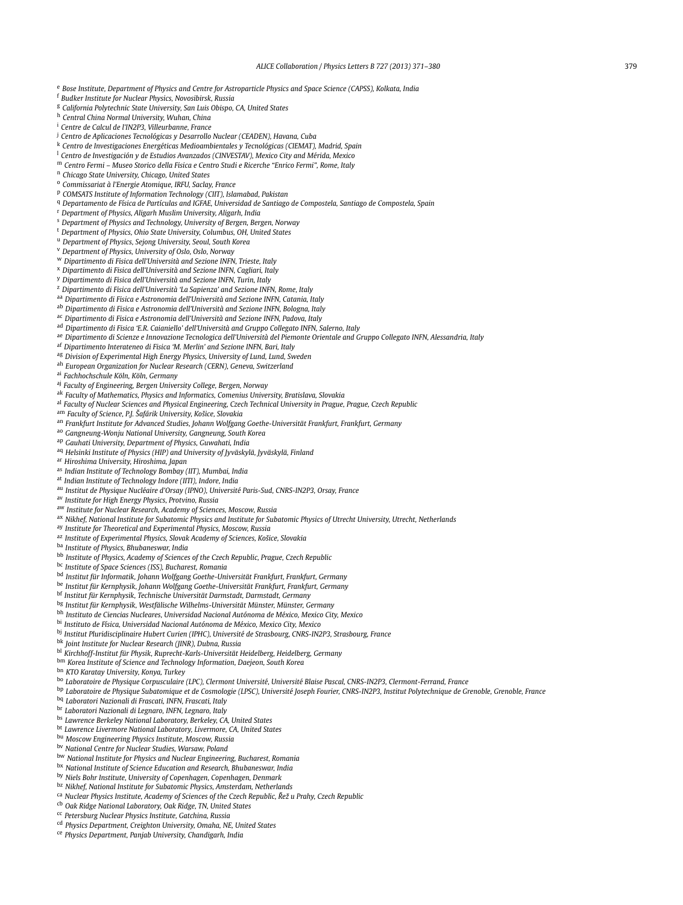<span id="page-8-0"></span><sup>e</sup> *Bose Institute, Department of Physics and Centre for Astroparticle Physics and Space Science (CAPSS), Kolkata, India*

- <sup>f</sup> *Budker Institute for Nuclear Physics, Novosibirsk, Russia*
- <sup>g</sup> *California Polytechnic State University, San Luis Obispo, CA, United States*
- <sup>h</sup> *Central China Normal University, Wuhan, China*
- <sup>i</sup> *Centre de Calcul de l'IN2P3, Villeurbanne, France*
- <sup>j</sup> *Centro de Aplicaciones Tecnológicas y Desarrollo Nuclear (CEADEN), Havana, Cuba*
- <sup>k</sup> *Centro de Investigaciones Energéticas Medioambientales y Tecnológicas (CIEMAT), Madrid, Spain*
- <sup>l</sup> *Centro de Investigación y de Estudios Avanzados (CINVESTAV), Mexico City and Mérida, Mexico*
- <sup>m</sup> *Centro Fermi Museo Storico della Fisica e Centro Studi e Ricerche "Enrico Fermi", Rome, Italy*
- <sup>n</sup> *Chicago State University, Chicago, United States*
- <sup>o</sup> *Commissariat à l'Energie Atomique, IRFU, Saclay, France*
- <sup>p</sup> *COMSATS Institute of Information Technology (CIIT), Islamabad, Pakistan*
- <sup>q</sup> *Departamento de Física de Partículas and IGFAE, Universidad de Santiago de Compostela, Santiago de Compostela, Spain*
- <sup>r</sup> *Department of Physics, Aligarh Muslim University, Aligarh, India*
- <sup>s</sup> *Department of Physics and Technology, University of Bergen, Bergen, Norway*
- <sup>t</sup> *Department of Physics, Ohio State University, Columbus, OH, United States*
- <sup>u</sup> *Department of Physics, Sejong University, Seoul, South Korea*
- <sup>v</sup> *Department of Physics, University of Oslo, Oslo, Norway*
- <sup>w</sup> *Dipartimento di Fisica dell'Università and Sezione INFN, Trieste, Italy*
- <sup>x</sup> *Dipartimento di Fisica dell'Università and Sezione INFN, Cagliari, Italy*
- <sup>y</sup> *Dipartimento di Fisica dell'Università and Sezione INFN, Turin, Italy*
- <sup>z</sup> *Dipartimento di Fisica dell'Università 'La Sapienza' and Sezione INFN, Rome, Italy*
- aa *Dipartimento di Fisica e Astronomia dell'Università and Sezione INFN, Catania, Italy*
- ab *Dipartimento di Fisica e Astronomia dell'Università and Sezione INFN, Bologna, Italy*
- ac *Dipartimento di Fisica e Astronomia dell'Università and Sezione INFN, Padova, Italy*
- ad *Dipartimento di Fisica 'E.R. Caianiello' dell'Università and Gruppo Collegato INFN, Salerno, Italy*
- ae *Dipartimento di Scienze e Innovazione Tecnologica dell'Università del Piemonte Orientale and Gruppo Collegato INFN, Alessandria, Italy*
- af *Dipartimento Interateneo di Fisica 'M. Merlin' and Sezione INFN, Bari, Italy*
- ag *Division of Experimental High Energy Physics, University of Lund, Lund, Sweden*
- ah *European Organization for Nuclear Research (CERN), Geneva, Switzerland*
- ai *Fachhochschule Köln, Köln, Germany*
- aj *Faculty of Engineering, Bergen University College, Bergen, Norway*
- ak *Faculty of Mathematics, Physics and Informatics, Comenius University, Bratislava, Slovakia*
- al *Faculty of Nuclear Sciences and Physical Engineering, Czech Technical University in Prague, Prague, Czech Republic*
- am *Faculty of Science, P.J. Šafárik University, Košice, Slovakia*
- an *Frankfurt Institute for Advanced Studies, Johann Wolfgang Goethe-Universität Frankfurt, Frankfurt, Germany*
- ao *Gangneung-Wonju National University, Gangneung, South Korea*
- ap *Gauhati University, Department of Physics, Guwahati, India*
- aq *Helsinki Institute of Physics (HIP) and University of Jyväskylä, Jyväskylä, Finland*
- ar *Hiroshima University, Hiroshima, Japan*
- as *Indian Institute of Technology Bombay (IIT), Mumbai, India*
- at *Indian Institute of Technology Indore (IITI), Indore, India*
- au *Institut de Physique Nucléaire d'Orsay (IPNO), Université Paris-Sud, CNRS-IN2P3, Orsay, France*
- av *Institute for High Energy Physics, Protvino, Russia*
- aw *Institute for Nuclear Research, Academy of Sciences, Moscow, Russia*
- ax *Nikhef, National Institute for Subatomic Physics and Institute for Subatomic Physics of Utrecht University, Utrecht, Netherlands*
- ay *Institute for Theoretical and Experimental Physics, Moscow, Russia*
- az *Institute of Experimental Physics, Slovak Academy of Sciences, Košice, Slovakia*
- ba *Institute of Physics, Bhubaneswar, India*
- bb *Institute of Physics, Academy of Sciences of the Czech Republic, Prague, Czech Republic*
- bc *Institute of Space Sciences (ISS), Bucharest, Romania*
- bd *Institut für Informatik, Johann Wolfgang Goethe-Universität Frankfurt, Frankfurt, Germany*
- be *Institut für Kernphysik, Johann Wolfgang Goethe-Universität Frankfurt, Frankfurt, Germany*
- bf *Institut für Kernphysik, Technische Universität Darmstadt, Darmstadt, Germany*
- bg *Institut für Kernphysik, Westfälische Wilhelms-Universität Münster, Münster, Germany*
- bh *Instituto de Ciencias Nucleares, Universidad Nacional Autónoma de México, Mexico City, Mexico*
- bi *Instituto de Física, Universidad Nacional Autónoma de México, Mexico City, Mexico*
- 
- bj *Institut Pluridisciplinaire Hubert Curien (IPHC), Université de Strasbourg, CNRS-IN2P3, Strasbourg, France*
- bk *Joint Institute for Nuclear Research (JINR), Dubna, Russia*
- bl *Kirchhoff-Institut für Physik, Ruprecht-Karls-Universität Heidelberg, Heidelberg, Germany*
- bm *Korea Institute of Science and Technology Information, Daejeon, South Korea*
- bn *KTO Karatay University, Konya, Turkey*
- bo *Laboratoire de Physique Corpusculaire (LPC), Clermont Université, Université Blaise Pascal, CNRS-IN2P3, Clermont-Ferrand, France*
- bp *Laboratoire de Physique Subatomique et de Cosmologie (LPSC), Université Joseph Fourier, CNRS-IN2P3, Institut Polytechnique de Grenoble, Grenoble, France*
- bq *Laboratori Nazionali di Frascati, INFN, Frascati, Italy*
- br *Laboratori Nazionali di Legnaro, INFN, Legnaro, Italy*
- bs *Lawrence Berkeley National Laboratory, Berkeley, CA, United States*
- bt *Lawrence Livermore National Laboratory, Livermore, CA, United States*
- bu *Moscow Engineering Physics Institute, Moscow, Russia*
- bv *National Centre for Nuclear Studies, Warsaw, Poland*
- bw *National Institute for Physics and Nuclear Engineering, Bucharest, Romania*
- bx *National Institute of Science Education and Research, Bhubaneswar, India*
- by *Niels Bohr Institute, University of Copenhagen, Copenhagen, Denmark*
- bz *Nikhef, National Institute for Subatomic Physics, Amsterdam, Netherlands*
- ca *Nuclear Physics Institute, Academy of Sciences of the Czech Republic, Rež u Prahy, Czech Republic ˇ*
- cb *Oak Ridge National Laboratory, Oak Ridge, TN, United States*
- cc *Petersburg Nuclear Physics Institute, Gatchina, Russia*
- cd *Physics Department, Creighton University, Omaha, NE, United States*
- ce *Physics Department, Panjab University, Chandigarh, India*